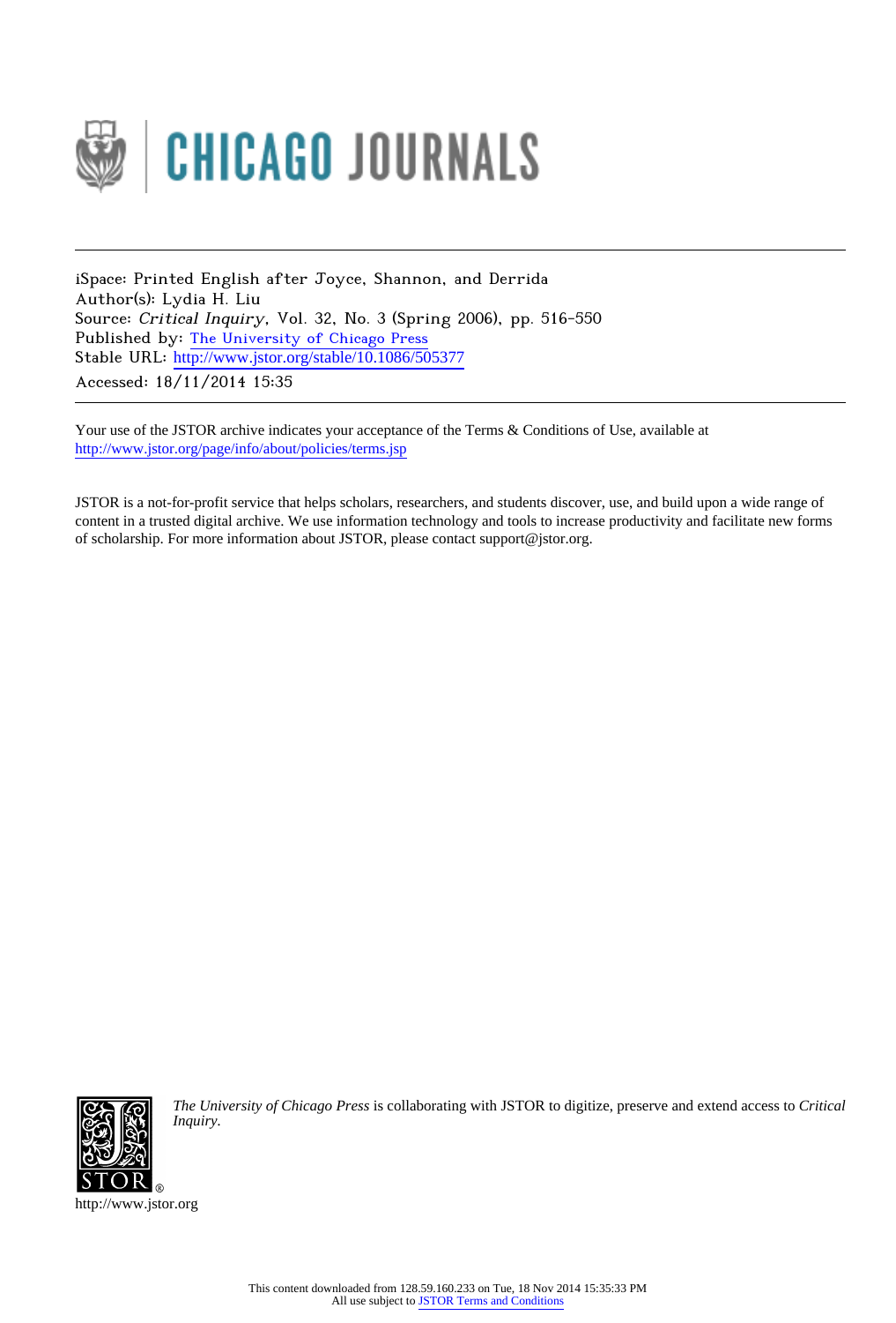iSpace: Printed English after Joyce, Shannon, and Derrida
Author(s): Lydia H. Liu
Source: *Critical Inquiry*, Vol. 32, No. 3 (Spring 2006), pp. 516-550
Published by: The University of Chicago Press
Stable URL: http://www.jstor.org/stable/10.1086/505377
Accessed: 18/11/2014 15:35

Your use of the JSTOR archive indicates your acceptance of the Terms & Conditions of Use, available at
http://www.jstor.org/page/info/about/policies/terms.jsp

JSTOR is a not-for-profit service that helps scholars, researchers, and students discover, use, and build upon a wide range of content in a trusted digital archive. We use information technology and tools to increase productivity and facilitate new forms of scholarship. For more information about JSTOR, please contact support@jstor.org.

*The University of Chicago Press* is collaborating with JSTOR to digitize, preserve and extend access to *Critical Inquiry*.

http://www.jstor.org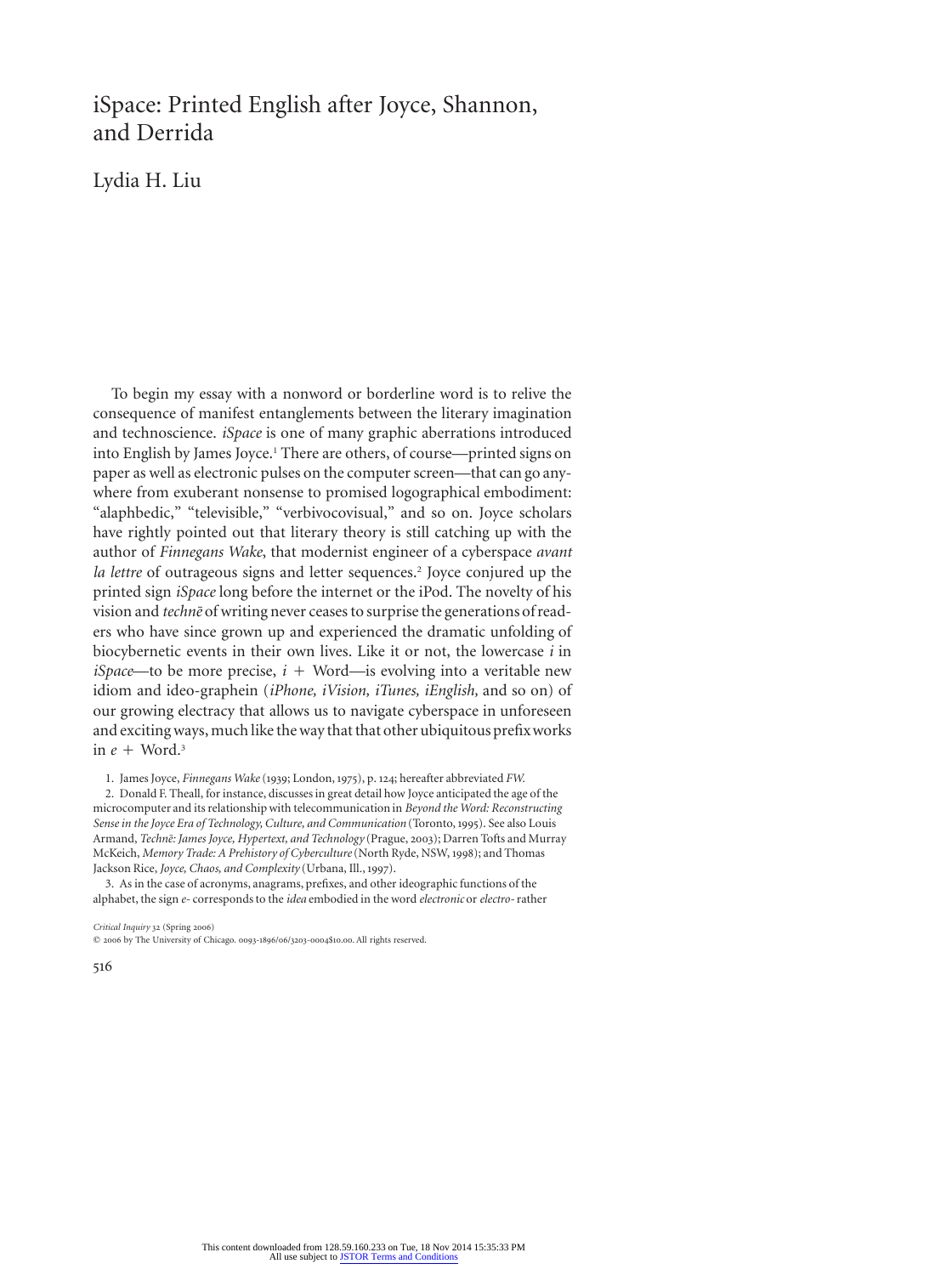# iSpace: Printed English after Joyce, Shannon, and Derrida

Lydia H. Liu

To begin my essay with a nonword or borderline word is to relive the consequence of manifest entanglements between the literary imagination and technoscience. *iSpace* is one of many graphic aberrations introduced into English by James Joyce.[1] There are others, of course—printed signs on paper as well as electronic pulses on the computer screen—that can go anywhere from exuberant nonsense to promised logographical embodiment: "alaphbedic," "televisible," "verbivocovisual," and so on. Joyce scholars have rightly pointed out that literary theory is still catching up with the author of *Finnegans Wake*, that modernist engineer of a cyberspace *avant la lettre* of outrageous signs and letter sequences.[2] Joyce conjured up the printed sign *iSpace* long before the internet or the iPod. The novelty of his vision and *technē* of writing never ceases to surprise the generations of readers who have since grown up and experienced the dramatic unfolding of biocybernetic events in their own lives. Like it or not, the lowercase *i* in *iSpace*—to be more precise, *i* + Word—is evolving into a veritable new idiom and ideo-grapheín (*iPhone, iVision, iTunes, iEnglish,* and so on) of our growing electracy that allows us to navigate cyberspace in unforeseen and exciting ways, much like the way that that other ubiquitous prefix works in *e* + Word.[3]

1. James Joyce, *Finnegans Wake* (1939; London, 1975), p. 124; hereafter abbreviated *FW.*

2. Donald F. Theall, for instance, discusses in great detail how Joyce anticipated the age of the microcomputer and its relationship with telecommunication in *Beyond the Word: Reconstructing Sense in the Joyce Era of Technology, Culture, and Communication* (Toronto, 1995). See also Louis Armand, *Technē: James Joyce, Hypertext, and Technology* (Prague, 2003); Darren Tofts and Murray McKeich, *Memory Trade: A Prehistory of Cyberculture* (North Ryde, NSW, 1998); and Thomas Jackson Rice, *Joyce, Chaos, and Complexity* (Urbana, Ill., 1997).

3. As in the case of acronyms, anagrams, prefixes, and other ideographic functions of the alphabet, the sign *e-* corresponds to the *idea* embodied in the word *electronic* or *electro-* rather

*Critical Inquiry* 32 (Spring 2006)

© 2006 by The University of Chicago. 0093-1896/06/3203-0004$10.00. All rights reserved.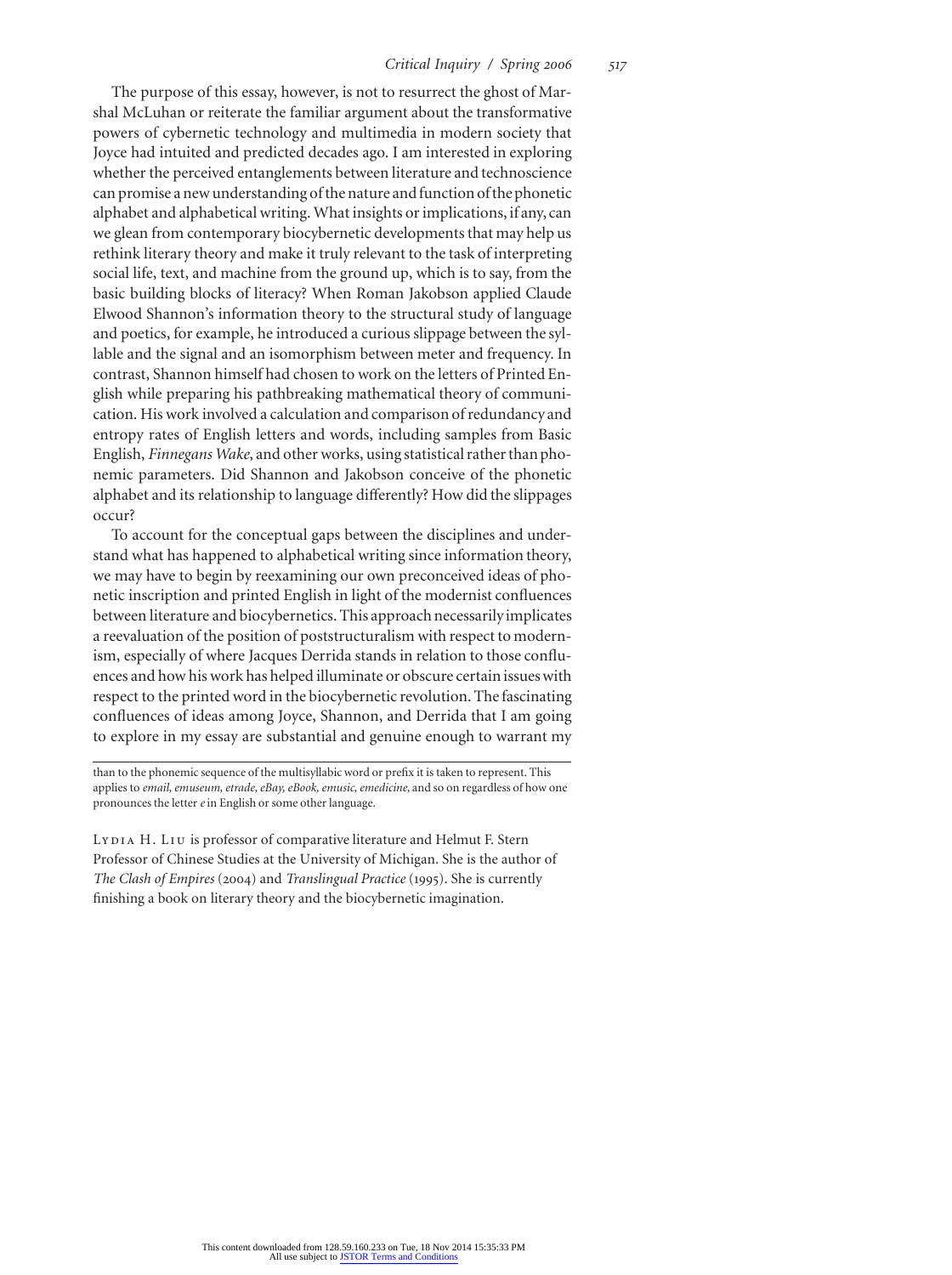The purpose of this essay, however, is not to resurrect the ghost of Marshal McLuhan or reiterate the familiar argument about the transformative powers of cybernetic technology and multimedia in modern society that Joyce had intuited and predicted decades ago. I am interested in exploring whether the perceived entanglements between literature and technoscience can promise a new understanding of the nature and function of the phonetic alphabet and alphabetical writing. What insights or implications, if any, can we glean from contemporary biocybernetic developments that may help us rethink literary theory and make it truly relevant to the task of interpreting social life, text, and machine from the ground up, which is to say, from the basic building blocks of literacy? When Roman Jakobson applied Claude Elwood Shannon's information theory to the structural study of language and poetics, for example, he introduced a curious slippage between the syllable and the signal and an isomorphism between meter and frequency. In contrast, Shannon himself had chosen to work on the letters of Printed English while preparing his pathbreaking mathematical theory of communication. His work involved a calculation and comparison of redundancy and entropy rates of English letters and words, including samples from Basic English, *Finnegans Wake*, and other works, using statistical rather than phonemic parameters. Did Shannon and Jakobson conceive of the phonetic alphabet and its relationship to language differently? How did the slippages occur?

To account for the conceptual gaps between the disciplines and understand what has happened to alphabetical writing since information theory, we may have to begin by reexamining our own preconceived ideas of phonetic inscription and printed English in light of the modernist confluences between literature and biocybernetics. This approach necessarily implicates a reevaluation of the position of poststructuralism with respect to modernism, especially of where Jacques Derrida stands in relation to those confluences and how his work has helped illuminate or obscure certain issues with respect to the printed word in the biocybernetic revolution. The fascinating confluences of ideas among Joyce, Shannon, and Derrida that I am going to explore in my essay are substantial and genuine enough to warrant my

than to the phonemic sequence of the multisyllabic word or prefix it is taken to represent. This applies to *email, emuseum, etrade, eBay, eBook, emusic, emedicine,* and so on regardless of how one pronounces the letter *e* in English or some other language.

Lydia H. Liu is professor of comparative literature and Helmut F. Stern Professor of Chinese Studies at the University of Michigan. She is the author of *The Clash of Empires* (2004) and *Translingual Practice* (1995). She is currently finishing a book on literary theory and the biocybernetic imagination.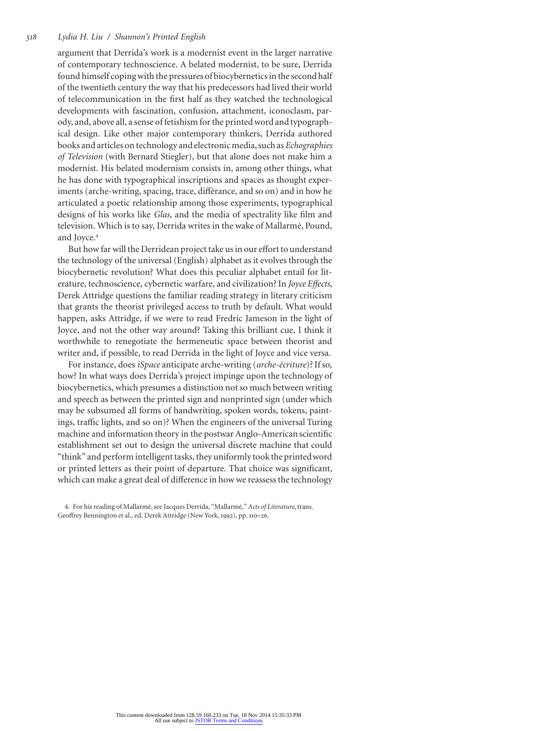argument that Derrida's work is a modernist event in the larger narrative of contemporary technoscience. A belated modernist, to be sure, Derrida found himself coping with the pressures of biocybernetics in the second half of the twentieth century the way that his predecessors had lived their world of telecommunication in the first half as they watched the technological developments with fascination, confusion, attachment, iconoclasm, parody, and, above all, a sense of fetishism for the printed word and typographical design. Like other major contemporary thinkers, Derrida authored books and articles on technology and electronic media, such as *Echographies of Television* (with Bernard Stiegler), but that alone does not make him a modernist. His belated modernism consists in, among other things, what he has done with typographical inscriptions and spaces as thought experiments (arche-writing, spacing, trace, différance, and so on) and in how he articulated a poetic relationship among those experiments, typographical designs of his works like *Glas*, and the media of spectrality like film and television. Which is to say, Derrida writes in the wake of Mallarmé, Pound, and Joyce.[4]

But how far will the Derridean project take us in our effort to understand the technology of the universal (English) alphabet as it evolves through the biocybernetic revolution? What does this peculiar alphabet entail for literature, technoscience, cybernetic warfare, and civilization? In *Joyce Effects*, Derek Attridge questions the familiar reading strategy in literary criticism that grants the theorist privileged access to truth by default. What would happen, asks Attridge, if we were to read Fredric Jameson in the light of Joyce, and not the other way around? Taking this brilliant cue, I think it worthwhile to renegotiate the hermeneutic space between theorist and writer and, if possible, to read Derrida in the light of Joyce and vice versa.

For instance, does *iSpace* anticipate arche-writing (*arche-écriture*)? If so, how? In what ways does Derrida's project impinge upon the technology of biocybernetics, which presumes a distinction not so much between writing and speech as between the printed sign and nonprinted sign (under which may be subsumed all forms of handwriting, spoken words, tokens, paintings, traffic lights, and so on)? When the engineers of the universal Turing machine and information theory in the postwar Anglo-American scientific establishment set out to design the universal discrete machine that could "think" and perform intelligent tasks, they uniformly took the printed word or printed letters as their point of departure. That choice was significant, which can make a great deal of difference in how we reassess the technology

4. For his reading of Mallarmé, see Jacques Derrida, "Mallarmé," *Acts of Literature*, trans. Geoffrey Bennington et al., ed. Derek Attridge (New York, 1992), pp. 110–26.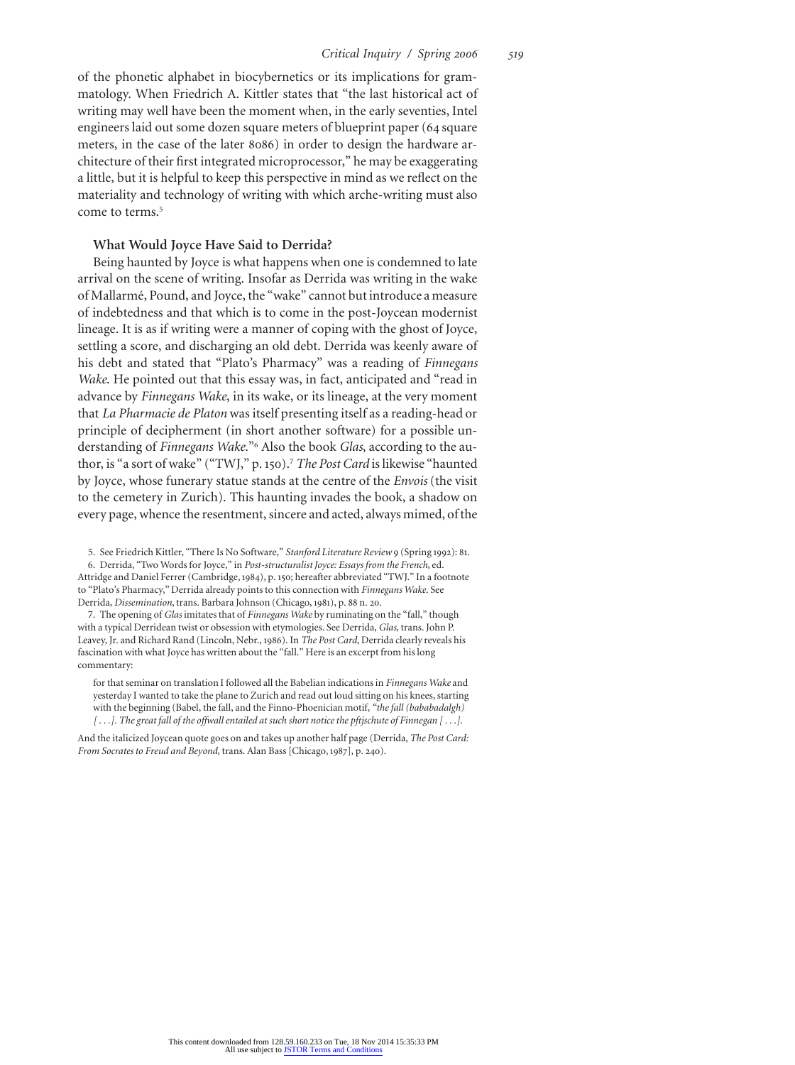of the phonetic alphabet in biocybernetics or its implications for grammatology. When Friedrich A. Kittler states that "the last historical act of writing may well have been the moment when, in the early seventies, Intel engineers laid out some dozen square meters of blueprint paper (64 square meters, in the case of the later 8086) in order to design the hardware architecture of their first integrated microprocessor," he may be exaggerating a little, but it is helpful to keep this perspective in mind as we reflect on the materiality and technology of writing with which arche-writing must also come to terms.[5]

### What Would Joyce Have Said to Derrida?

Being haunted by Joyce is what happens when one is condemned to late arrival on the scene of writing. Insofar as Derrida was writing in the wake of Mallarmé, Pound, and Joyce, the "wake" cannot but introduce a measure of indebtedness and that which is to come in the post-Joycean modernist lineage. It is as if writing were a manner of coping with the ghost of Joyce, settling a score, and discharging an old debt. Derrida was keenly aware of his debt and stated that "Plato's Pharmacy" was a reading of *Finnegans Wake*. He pointed out that this essay was, in fact, anticipated and "read in advance by *Finnegans Wake*, in its wake, or its lineage, at the very moment that *La Pharmacie de Platon* was itself presenting itself as a reading-head or principle of decipherment (in short another software) for a possible understanding of *Finnegans Wake*."[6] Also the book *Glas*, according to the author, is "a sort of wake" ("TWJ," p. 150).[7] *The Post Card* is likewise "haunted by Joyce, whose funerary statue stands at the centre of the *Envois* (the visit to the cemetery in Zurich). This haunting invades the book, a shadow on every page, whence the resentment, sincere and acted, always mimed, of the

5. See Friedrich Kittler, "There Is No Software," *Stanford Literature Review* 9 (Spring 1992): 81.

6. Derrida, "Two Words for Joyce," in *Post-structuralist Joyce: Essays from the French*, ed. Attridge and Daniel Ferrer (Cambridge, 1984), p. 150; hereafter abbreviated "TWJ." In a footnote to "Plato's Pharmacy," Derrida already points to this connection with *Finnegans Wake*. See Derrida, *Dissemination*, trans. Barbara Johnson (Chicago, 1981), p. 88 n. 20.

7. The opening of *Glas* imitates that of *Finnegans Wake* by ruminating on the "fall," though with a typical Derridean twist or obsession with etymologies. See Derrida, *Glas*, trans. John P. Leavey, Jr. and Richard Rand (Lincoln, Nebr., 1986). In *The Post Card*, Derrida clearly reveals his fascination with what Joyce has written about the "fall." Here is an excerpt from his long commentary:

> for that seminar on translation I followed all the Babelian indications in *Finnegans Wake* and yesterday I wanted to take the plane to Zurich and read out loud sitting on his knees, starting with the beginning (Babel, the fall, and the Finno-Phoenician motif, *"the fall (bababadalgh) [ . . . ]. The great fall of the offwall entailed at such short notice the pftjschute of Finnegan [ . . . ]*.

And the italicized Joycean quote goes on and takes up another half page (Derrida, *The Post Card: From Socrates to Freud and Beyond*, trans. Alan Bass [Chicago, 1987], p. 240).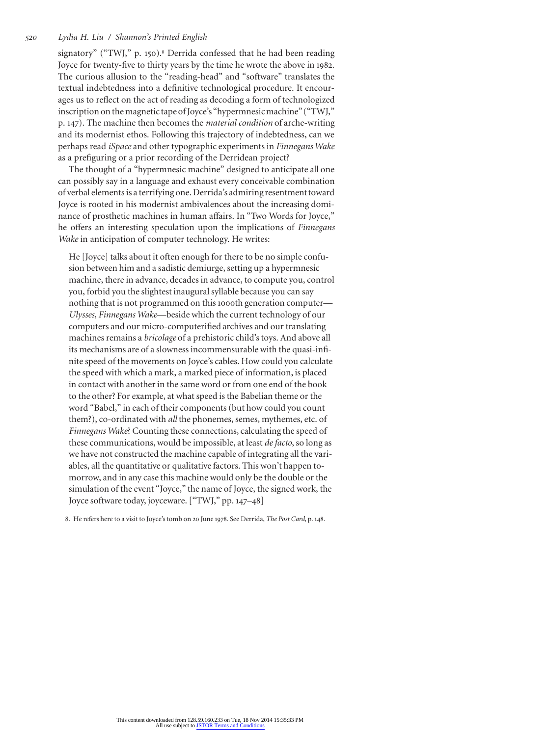signatory" ("TWJ," p. 150).[8] Derrida confessed that he had been reading Joyce for twenty-five to thirty years by the time he wrote the above in 1982. The curious allusion to the "reading-head" and "software" translates the textual indebtedness into a definitive technological procedure. It encourages us to reflect on the act of reading as decoding a form of technologized inscription on the magnetic tape of Joyce's "hypermnesic machine" ("TWJ," p. 147). The machine then becomes the *material condition* of arche-writing and its modernist ethos. Following this trajectory of indebtedness, can we perhaps read *iSpace* and other typographic experiments in *Finnegans Wake* as a prefiguring or a prior recording of the Derridean project?

The thought of a "hypermnesic machine" designed to anticipate all one can possibly say in a language and exhaust every conceivable combination of verbal elements is a terrifying one. Derrida's admiring resentment toward Joyce is rooted in his modernist ambivalences about the increasing dominance of prosthetic machines in human affairs. In "Two Words for Joyce," he offers an interesting speculation upon the implications of *Finnegans Wake* in anticipation of computer technology. He writes:

> He [Joyce] talks about it often enough for there to be no simple confusion between him and a sadistic demiurge, setting up a hypermnesic machine, there in advance, decades in advance, to compute you, control you, forbid you the slightest inaugural syllable because you can say nothing that is not programmed on this 1000th generation computer—*Ulysses*, *Finnegans Wake*—beside which the current technology of our computers and our micro-computerified archives and our translating machines remains a *bricolage* of a prehistoric child's toys. And above all its mechanisms are of a slowness incommensurable with the quasi-infinite speed of the movements on Joyce's cables. How could you calculate the speed with which a mark, a marked piece of information, is placed in contact with another in the same word or from one end of the book to the other? For example, at what speed is the Babelian theme or the word "Babel," in each of their components (but how could you count them?), co-ordinated with *all* the phonemes, semes, mythemes, etc. of *Finnegans Wake*? Counting these connections, calculating the speed of these communications, would be impossible, at least *de facto*, so long as we have not constructed the machine capable of integrating all the variables, all the quantitative or qualitative factors. This won't happen tomorrow, and in any case this machine would only be the double or the simulation of the event "Joyce," the name of Joyce, the signed work, the Joyce software today, joyceware. ["TWJ," pp. 147–48]

8. He refers here to a visit to Joyce's tomb on 20 June 1978. See Derrida, *The Post Card*, p. 148.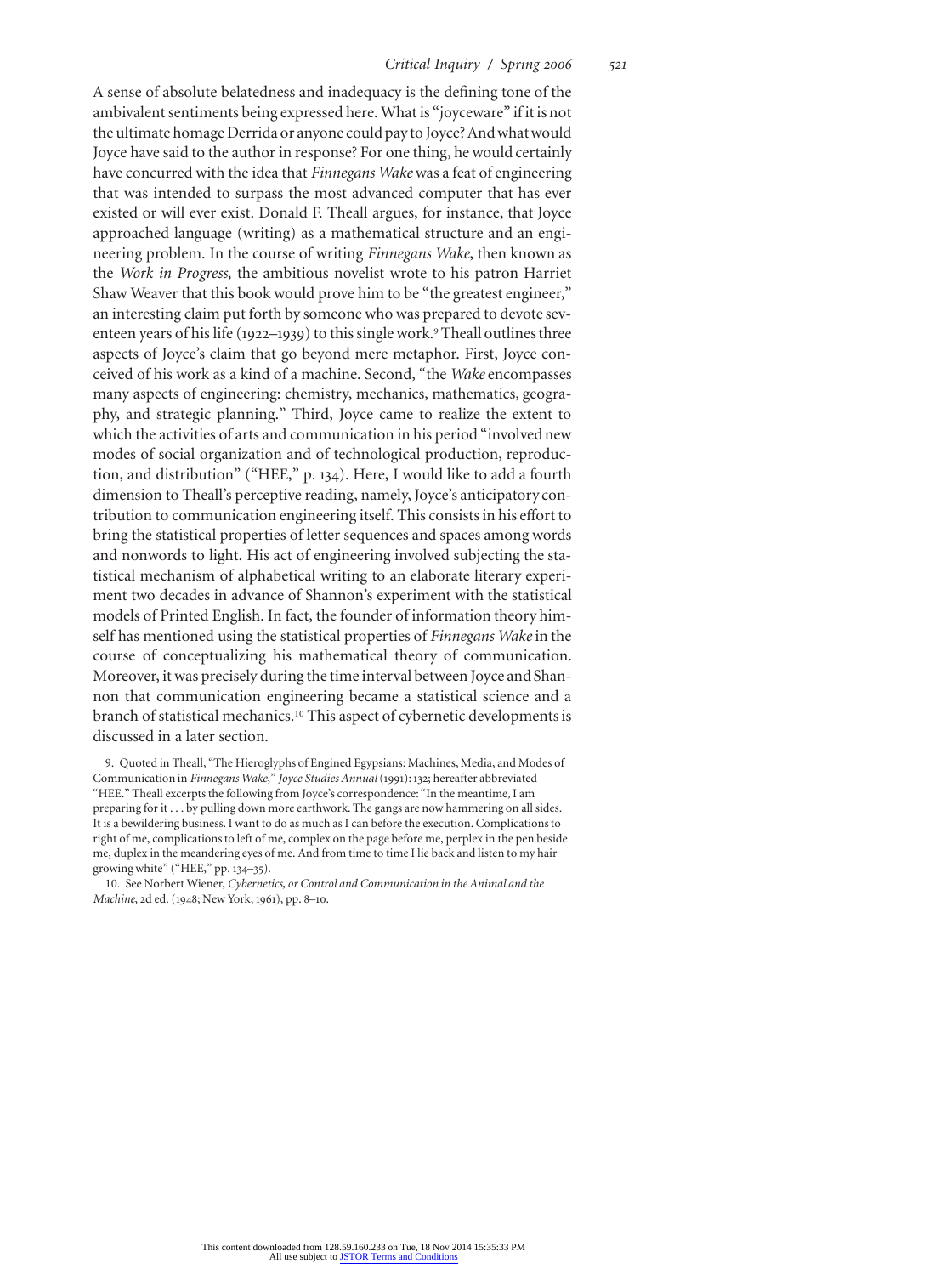A sense of absolute belatedness and inadequacy is the defining tone of the ambivalent sentiments being expressed here. What is "joyceware" if it is not the ultimate homage Derrida or anyone could pay to Joyce? And what would Joyce have said to the author in response? For one thing, he would certainly have concurred with the idea that *Finnegans Wake* was a feat of engineering that was intended to surpass the most advanced computer that has ever existed or will ever exist. Donald F. Theall argues, for instance, that Joyce approached language (writing) as a mathematical structure and an engineering problem. In the course of writing *Finnegans Wake*, then known as the *Work in Progress*, the ambitious novelist wrote to his patron Harriet Shaw Weaver that this book would prove him to be "the greatest engineer," an interesting claim put forth by someone who was prepared to devote seventeen years of his life (1922–1939) to this single work.[9] Theall outlines three aspects of Joyce's claim that go beyond mere metaphor. First, Joyce conceived of his work as a kind of a machine. Second, "the *Wake* encompasses many aspects of engineering: chemistry, mechanics, mathematics, geography, and strategic planning." Third, Joyce came to realize the extent to which the activities of arts and communication in his period "involved new modes of social organization and of technological production, reproduction, and distribution" ("HEE," p. 134). Here, I would like to add a fourth dimension to Theall's perceptive reading, namely, Joyce's anticipatory contribution to communication engineering itself. This consists in his effort to bring the statistical properties of letter sequences and spaces among words and nonwords to light. His act of engineering involved subjecting the statistical mechanism of alphabetical writing to an elaborate literary experiment two decades in advance of Shannon's experiment with the statistical models of Printed English. In fact, the founder of information theory himself has mentioned using the statistical properties of *Finnegans Wake* in the course of conceptualizing his mathematical theory of communication. Moreover, it was precisely during the time interval between Joyce and Shannon that communication engineering became a statistical science and a branch of statistical mechanics.[10] This aspect of cybernetic developments is discussed in a later section.

9. Quoted in Theall, "The Hieroglyphs of Engined Egypsians: Machines, Media, and Modes of Communication in *Finnegans Wake*," *Joyce Studies Annual* (1991): 132; hereafter abbreviated "HEE." Theall excerpts the following from Joyce's correspondence: "In the meantime, I am preparing for it . . . by pulling down more earthwork. The gangs are now hammering on all sides. It is a bewildering business. I want to do as much as I can before the execution. Complications to right of me, complications to left of me, complex on the page before me, perplex in the pen beside me, duplex in the meandering eyes of me. And from time to time I lie back and listen to my hair growing white" ("HEE," pp. 134–35).

10. See Norbert Wiener, *Cybernetics, or Control and Communication in the Animal and the Machine*, 2d ed. (1948; New York, 1961), pp. 8–10.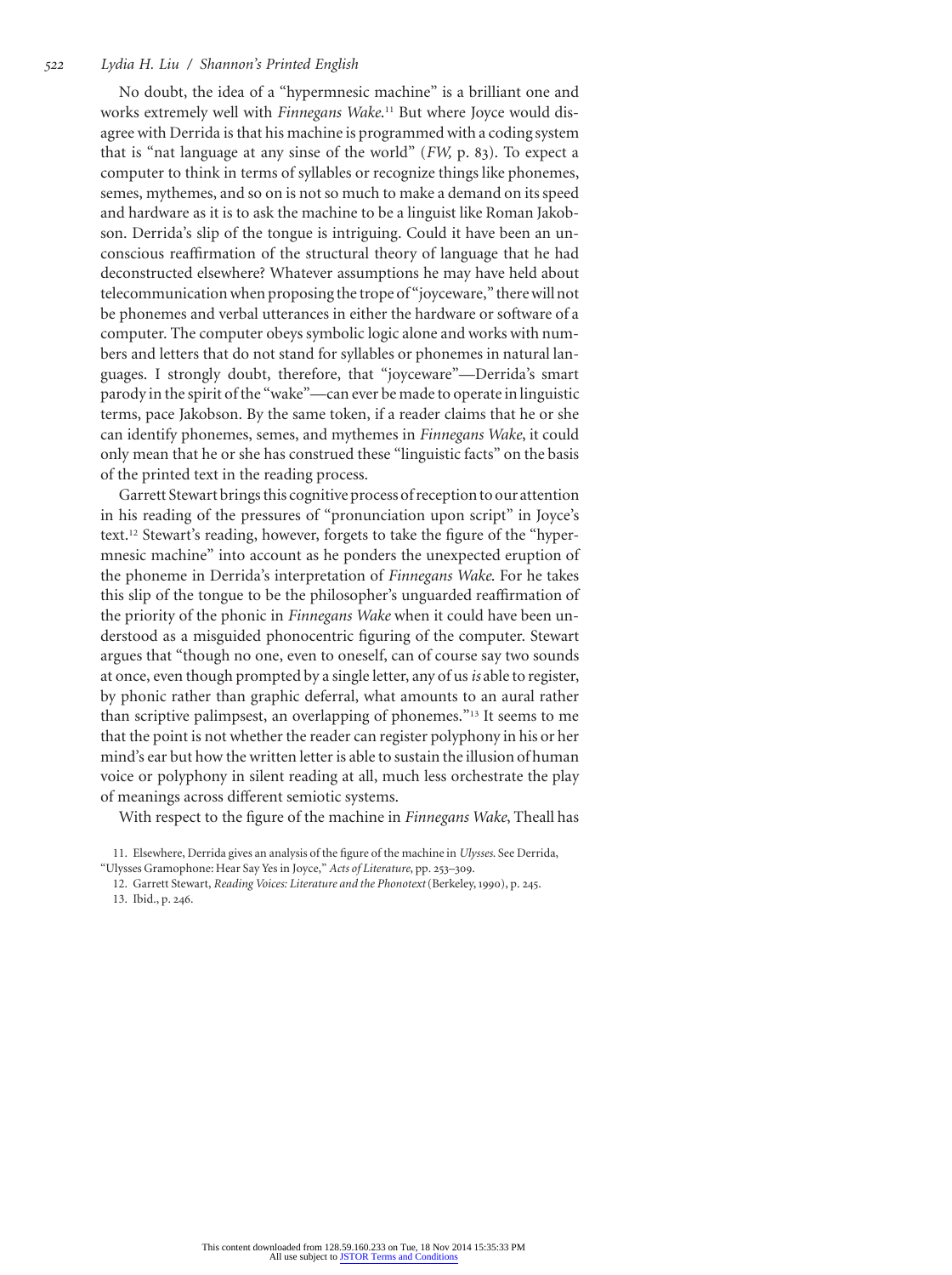No doubt, the idea of a "hypermnesic machine" is a brilliant one and works extremely well with *Finnegans Wake*.[11] But where Joyce would disagree with Derrida is that his machine is programmed with a coding system that is "nat language at any sinse of the world" (*FW*, p. 83). To expect a computer to think in terms of syllables or recognize things like phonemes, semes, mythemes, and so on is not so much to make a demand on its speed and hardware as it is to ask the machine to be a linguist like Roman Jakobson. Derrida's slip of the tongue is intriguing. Could it have been an unconscious reaffirmation of the structural theory of language that he had deconstructed elsewhere? Whatever assumptions he may have held about telecommunication when proposing the trope of "joyceware," there will not be phonemes and verbal utterances in either the hardware or software of a computer. The computer obeys symbolic logic alone and works with numbers and letters that do not stand for syllables or phonemes in natural languages. I strongly doubt, therefore, that "joyceware"—Derrida's smart parody in the spirit of the "wake"—can ever be made to operate in linguistic terms, pace Jakobson. By the same token, if a reader claims that he or she can identify phonemes, semes, and mythemes in *Finnegans Wake*, it could only mean that he or she has construed these "linguistic facts" on the basis of the printed text in the reading process.

Garrett Stewart brings this cognitive process of reception to our attention in his reading of the pressures of "pronunciation upon script" in Joyce's text.[12] Stewart's reading, however, forgets to take the figure of the "hypermnesic machine" into account as he ponders the unexpected eruption of the phoneme in Derrida's interpretation of *Finnegans Wake*. For he takes this slip of the tongue to be the philosopher's unguarded reaffirmation of the priority of the phonic in *Finnegans Wake* when it could have been understood as a misguided phonocentric figuring of the computer. Stewart argues that "though no one, even to oneself, can of course say two sounds at once, even though prompted by a single letter, any of us *is* able to register, by phonic rather than graphic deferral, what amounts to an aural rather than scriptive palimpsest, an overlapping of phonemes."[13] It seems to me that the point is not whether the reader can register polyphony in his or her mind's ear but how the written letter is able to sustain the illusion of human voice or polyphony in silent reading at all, much less orchestrate the play of meanings across different semiotic systems.

With respect to the figure of the machine in *Finnegans Wake*, Theall has

11. Elsewhere, Derrida gives an analysis of the figure of the machine in *Ulysses*. See Derrida, "Ulysses Gramophone: Hear Say Yes in Joyce," *Acts of Literature*, pp. 253–309.

12. Garrett Stewart, *Reading Voices: Literature and the Phonotext* (Berkeley, 1990), p. 245.

13. Ibid., p. 246.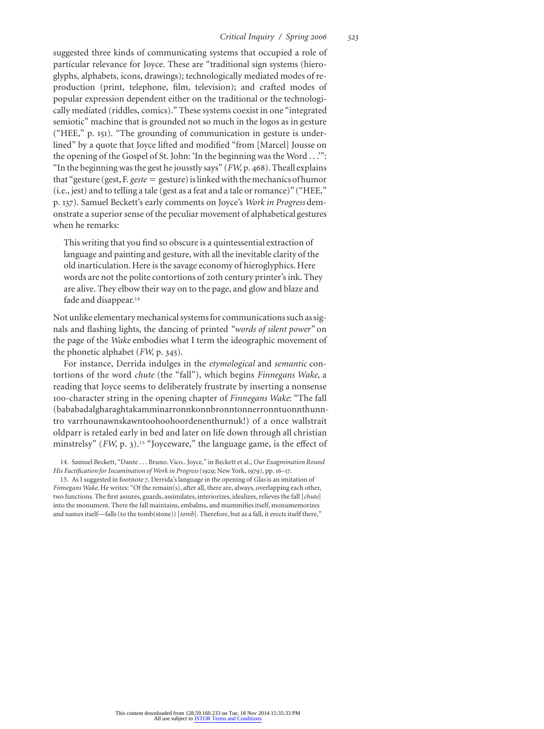suggested three kinds of communicating systems that occupied a role of particular relevance for Joyce. These are "traditional sign systems (hieroglyphs, alphabets, icons, drawings); technologically mediated modes of reproduction (print, telephone, film, television); and crafted modes of popular expression dependent either on the traditional or the technologically mediated (riddles, comics)." These systems coexist in one "integrated semiotic" machine that is grounded not so much in the logos as in gesture ("HEE," p. 151). "The grounding of communication in gesture is underlined" by a quote that Joyce lifted and modified "from [Marcel] Jousse on the opening of the Gospel of St. John: 'In the beginning was the Word . . .'": "In the beginning was the gest he jousstly says" (*FW,* p. 468). Theall explains that "gesture (gest, F. *geste* = gesture) is linked with the mechanics of humor (i.e., jest) and to telling a tale (gest as a feat and a tale or romance)" ("HEE," p. 137). Samuel Beckett's early comments on Joyce's *Work in Progress* demonstrate a superior sense of the peculiar movement of alphabetical gestures when he remarks:

> This writing that you find so obscure is a quintessential extraction of language and painting and gesture, with all the inevitable clarity of the old inarticulation. Here is the savage economy of hieroglyphics. Here words are not the polite contortions of 20th century printer's ink. They are alive. They elbow their way on to the page, and glow and blaze and fade and disappear.[14]

Not unlike elementary mechanical systems for communications such as signals and flashing lights, the dancing of printed *"words of silent power"* on the page of the *Wake* embodies what I term the ideographic movement of the phonetic alphabet (*FW,* p. 345).

For instance, Derrida indulges in the *etymological* and *semantic* contortions of the word *chute* (the "fall"), which begins *Finnegans Wake,* a reading that Joyce seems to deliberately frustrate by inserting a nonsense 100-character string in the opening chapter of *Finnegans Wake*: "The fall (bababadalgharaghtakamminarronnkonnbronntonnerronntuonnthunntro varrhounawnskawntoohoohoordenenthurnuk!) of a once wallstrait oldparr is retaled early in bed and later on life down through all christian minstrelsy" (*FW,* p. 3).[15] "Joyceware," the language game, is the effect of

14. Samuel Beckett, "Dante . . . Bruno. Vico.. Joyce," in Beckett et al., *Our Exagmination Round His Factification for Incamination of Work in Progress* (1929; New York, 1979), pp. 16–17.

15. As I suggested in footnote 7, Derrida's language in the opening of *Glas* is an imitation of *Finnegans Wake.* He writes: "Of the remain(s), after all, there are, always, overlapping each other, two functions. The first assures, guards, assimilates, interiorizes, idealizes, relieves the fall [*chute*] into the monument. There the fall maintains, embalms, and mummifies itself, monumemorizes and names itself—falls (to the tomb(stone)) [*tomb*]. Therefore, but as a fall, it erects itself there,"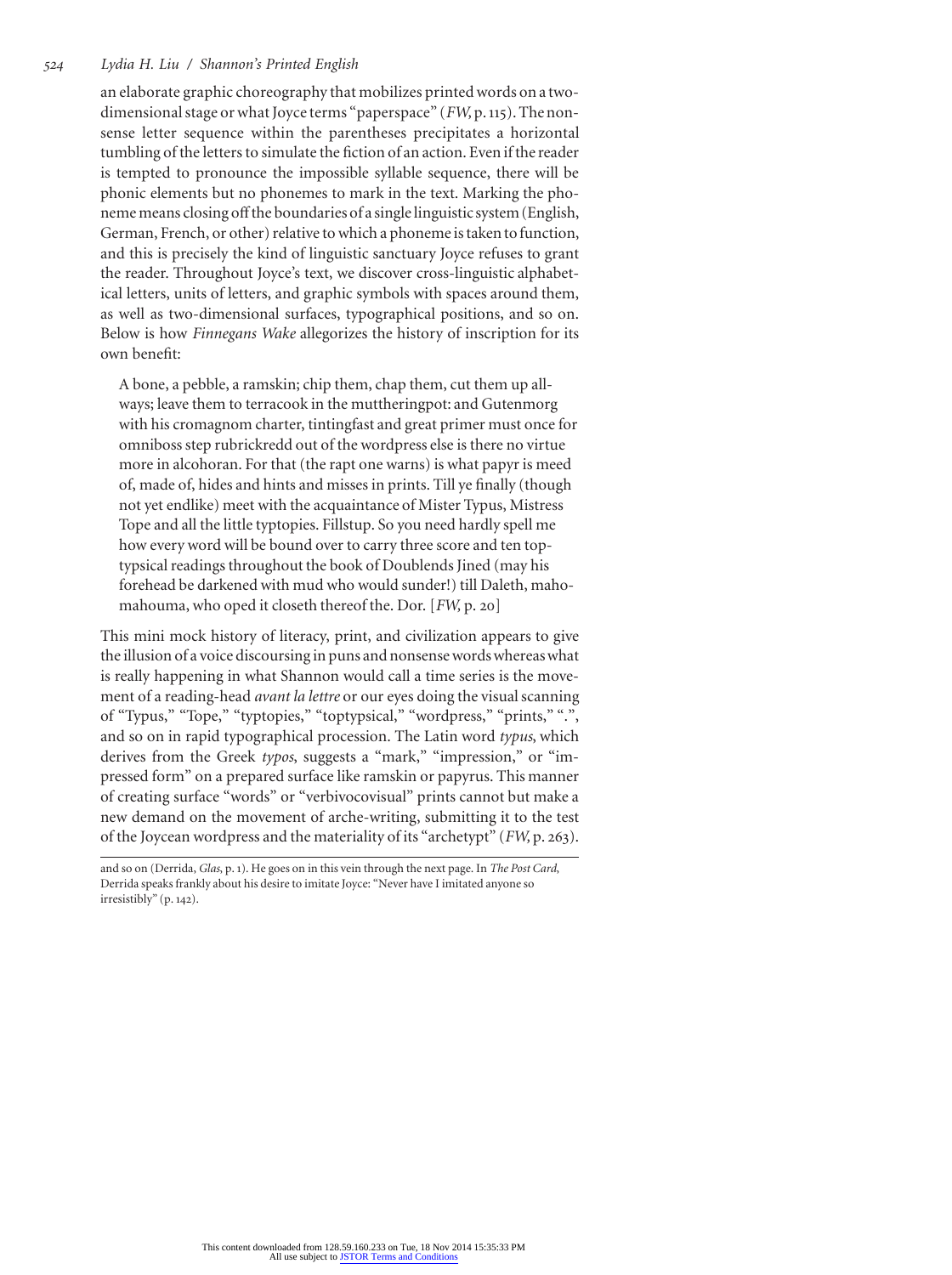an elaborate graphic choreography that mobilizes printed words on a two-dimensional stage or what Joyce terms "paperspace" (*FW*, p. 115). The nonsense letter sequence within the parentheses precipitates a horizontal tumbling of the letters to simulate the fiction of an action. Even if the reader is tempted to pronounce the impossible syllable sequence, there will be phonic elements but no phonemes to mark in the text. Marking the phoneme means closing off the boundaries of a single linguistic system (English, German, French, or other) relative to which a phoneme is taken to function, and this is precisely the kind of linguistic sanctuary Joyce refuses to grant the reader. Throughout Joyce's text, we discover cross-linguistic alphabetical letters, units of letters, and graphic symbols with spaces around them, as well as two-dimensional surfaces, typographical positions, and so on. Below is how *Finnegans Wake* allegorizes the history of inscription for its own benefit:

> A bone, a pebble, a ramskin; chip them, chap them, cut them up allways; leave them to terracook in the muttheringpot: and Gutenmorg with his cromagnom charter, tintingfast and great primer must once for omniboss step rubrickredd out of the wordpress else is there no virtue more in alcohoran. For that (the rapt one warns) is what papyr is meed of, made of, hides and hints and misses in prints. Till ye finally (though not yet endlike) meet with the acquaintance of Mister Typus, Mistress Tope and all the little typtopies. Fillstup. So you need hardly spell me how every word will be bound over to carry three score and ten toptypsical readings throughout the book of Doublends Jined (may his forehead be darkened with mud who would sunder!) till Daleth, mahomahouma, who oped it closeth thereof the. Dor. [*FW*, p. 20]

This mini mock history of literacy, print, and civilization appears to give the illusion of a voice discoursing in puns and nonsense words whereas what is really happening in what Shannon would call a time series is the movement of a reading-head *avant la lettre* or our eyes doing the visual scanning of "Typus," "Tope," "typtopies," "toptypsical," "wordpress," "prints," ".", and so on in rapid typographical procession. The Latin word *typus*, which derives from the Greek *typos*, suggests a "mark," "impression," or "impressed form" on a prepared surface like ramskin or papyrus. This manner of creating surface "words" or "verbivocovisual" prints cannot but make a new demand on the movement of arche-writing, submitting it to the test of the Joycean wordpress and the materiality of its "archetypt" (*FW*, p. 263).

---

and so on (Derrida, *Glas*, p. 1). He goes on in this vein through the next page. In *The Post Card*, Derrida speaks frankly about his desire to imitate Joyce: "Never have I imitated anyone so irresistibly" (p. 142).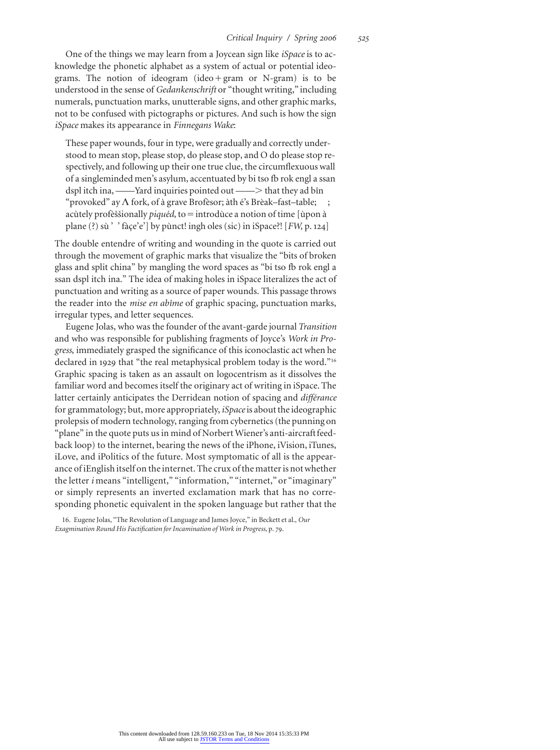One of the things we may learn from a Joycean sign like *iSpace* is to acknowledge the phonetic alphabet as a system of actual or potential ideograms. The notion of ideogram (ideo + gram or N-gram) is to be understood in the sense of *Gedankenschrift* or "thought writing," including numerals, punctuation marks, unutterable signs, and other graphic marks, not to be confused with pictographs or pictures. And such is how the sign *iSpace* makes its appearance in *Finnegans Wake*:

> These paper wounds, four in type, were gradually and correctly understood to mean stop, please stop, do please stop, and O do please stop respectively, and following up their one true clue, the circumflexuous wall of a singleminded men's asylum, accentuated by bi tso fb rok engl a ssan dspl itch ina, ——Yard inquiries pointed out ——> that they ad bîn "provoked" ay Λ fork, of à grave Brofèsor; àth é's Brèak–fast–table; ; acùtely profèššionally *piquéd*, to = introdùce a notion of time [ùpon à plane (?) sù ' ' fàçe'e'] by pùnct! ingh oles (sic) in iSpace?! [*FW*, p. 124]

The double entendre of writing and wounding in the quote is carried out through the movement of graphic marks that visualize the "bits of broken glass and split china" by mangling the word spaces as "bi tso fb rok engl a ssan dspl itch ina." The idea of making holes in iSpace literalizes the act of punctuation and writing as a source of paper wounds. This passage throws the reader into the *mise en abîme* of graphic spacing, punctuation marks, irregular types, and letter sequences.

Eugene Jolas, who was the founder of the avant-garde journal *Transition* and who was responsible for publishing fragments of Joyce's *Work in Progress*, immediately grasped the significance of this iconoclastic act when he declared in 1929 that "the real metaphysical problem today is the word."[16] Graphic spacing is taken as an assault on logocentrism as it dissolves the familiar word and becomes itself the originary act of writing in iSpace. The latter certainly anticipates the Derridean notion of spacing and *différance* for grammatology; but, more appropriately, *iSpace* is about the ideographic prolepsis of modern technology, ranging from cybernetics (the punning on "plane" in the quote puts us in mind of Norbert Wiener's anti-aircraft feedback loop) to the internet, bearing the news of the iPhone, iVision, iTunes, iLove, and iPolitics of the future. Most symptomatic of all is the appearance of iEnglish itself on the internet. The crux of the matter is not whether the letter *i* means "intelligent," "information," "internet," or "imaginary" or simply represents an inverted exclamation mark that has no corresponding phonetic equivalent in the spoken language but rather that the

16. Eugene Jolas, "The Revolution of Language and James Joyce," in Beckett et al., *Our Exagmination Round His Factification for Incamination of Work in Progress*, p. 79.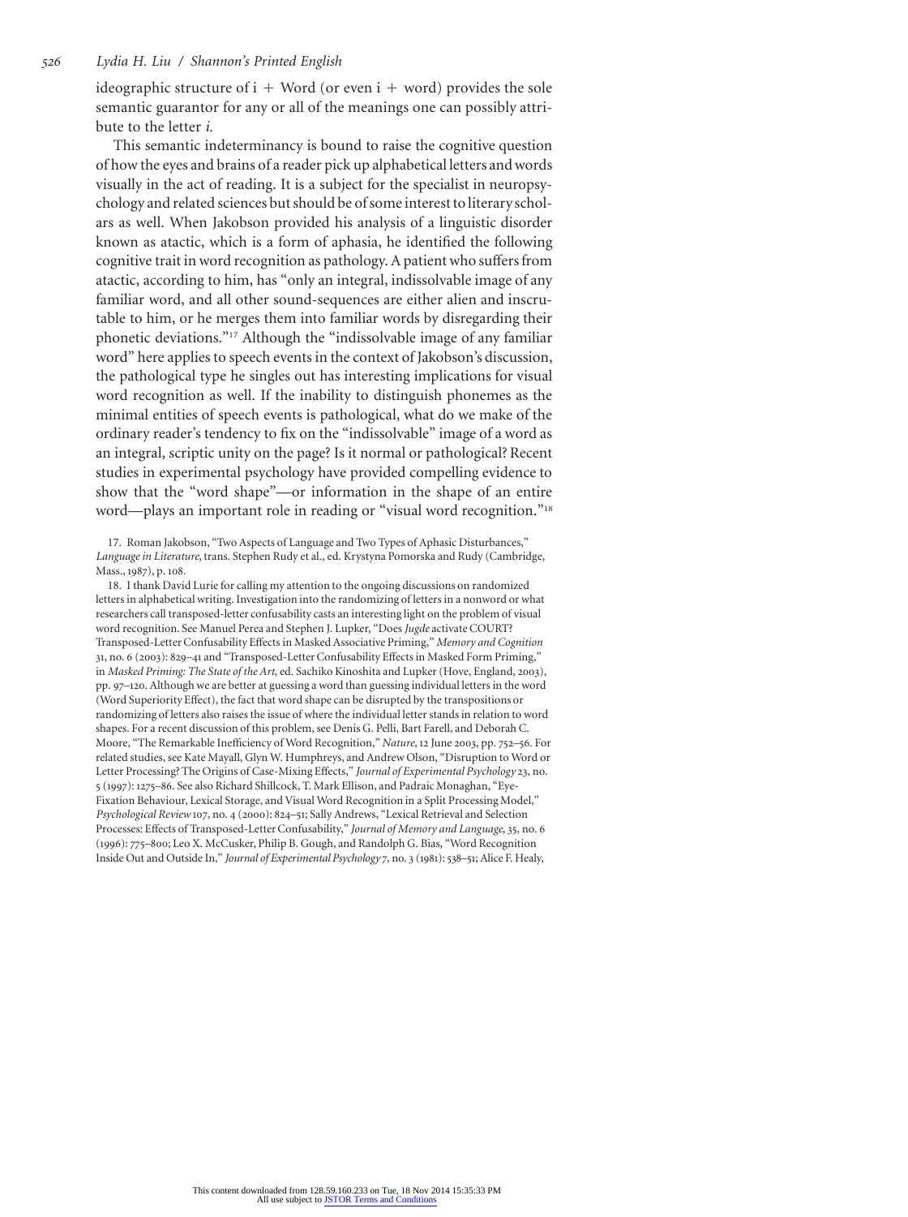ideographic structure of i + Word (or even i + word) provides the sole semantic guarantor for any or all of the meanings one can possibly attribute to the letter *i.*

This semantic indeterminancy is bound to raise the cognitive question of how the eyes and brains of a reader pick up alphabetical letters and words visually in the act of reading. It is a subject for the specialist in neuropsychology and related sciences but should be of some interest to literary scholars as well. When Jakobson provided his analysis of a linguistic disorder known as atactic, which is a form of aphasia, he identified the following cognitive trait in word recognition as pathology. A patient who suffers from atactic, according to him, has "only an integral, indissolvable image of any familiar word, and all other sound-sequences are either alien and inscrutable to him, or he merges them into familiar words by disregarding their phonetic deviations."[17] Although the "indissolvable image of any familiar word" here applies to speech events in the context of Jakobson's discussion, the pathological type he singles out has interesting implications for visual word recognition as well. If the inability to distinguish phonemes as the minimal entities of speech events is pathological, what do we make of the ordinary reader's tendency to fix on the "indissolvable" image of a word as an integral, scriptic unity on the page? Is it normal or pathological? Recent studies in experimental psychology have provided compelling evidence to show that the "word shape"—or information in the shape of an entire word—plays an important role in reading or "visual word recognition."[18]

17. Roman Jakobson, "Two Aspects of Language and Two Types of Aphasic Disturbances," *Language in Literature*, trans. Stephen Rudy et al., ed. Krystyna Pomorska and Rudy (Cambridge, Mass., 1987), p. 108.

18. I thank David Lurie for calling my attention to the ongoing discussions on randomized letters in alphabetical writing. Investigation into the randomizing of letters in a nonword or what researchers call transposed-letter confusability casts an interesting light on the problem of visual word recognition. See Manuel Perea and Stephen J. Lupker, "Does *Jugde* activate COURT? Transposed-Letter Confusability Effects in Masked Associative Priming," *Memory and Cognition* 31, no. 6 (2003): 829–41 and "Transposed-Letter Confusability Effects in Masked Form Priming," in *Masked Priming: The State of the Art*, ed. Sachiko Kinoshita and Lupker (Hove, England, 2003), pp. 97–120. Although we are better at guessing a word than guessing individual letters in the word (Word Superiority Effect), the fact that word shape can be disrupted by the transpositions or randomizing of letters also raises the issue of where the individual letter stands in relation to word shapes. For a recent discussion of this problem, see Denis G. Pelli, Bart Farell, and Deborah C. Moore, "The Remarkable Inefficiency of Word Recognition," *Nature*, 12 June 2003, pp. 752–56. For related studies, see Kate Mayall, Glyn W. Humphreys, and Andrew Olson, "Disruption to Word or Letter Processing? The Origins of Case-Mixing Effects," *Journal of Experimental Psychology* 23, no. 5 (1997): 1275–86. See also Richard Shillcock, T. Mark Ellison, and Padraic Monaghan, "Eye-Fixation Behaviour, Lexical Storage, and Visual Word Recognition in a Split Processing Model," *Psychological Review* 107, no. 4 (2000): 824–51; Sally Andrews, "Lexical Retrieval and Selection Processes: Effects of Transposed-Letter Confusability," *Journal of Memory and Language*, 35, no. 6 (1996): 775–800; Leo X. McCusker, Philip B. Gough, and Randolph G. Bias, "Word Recognition Inside Out and Outside In," *Journal of Experimental Psychology* 7, no. 3 (1981): 538–51; Alice F. Healy,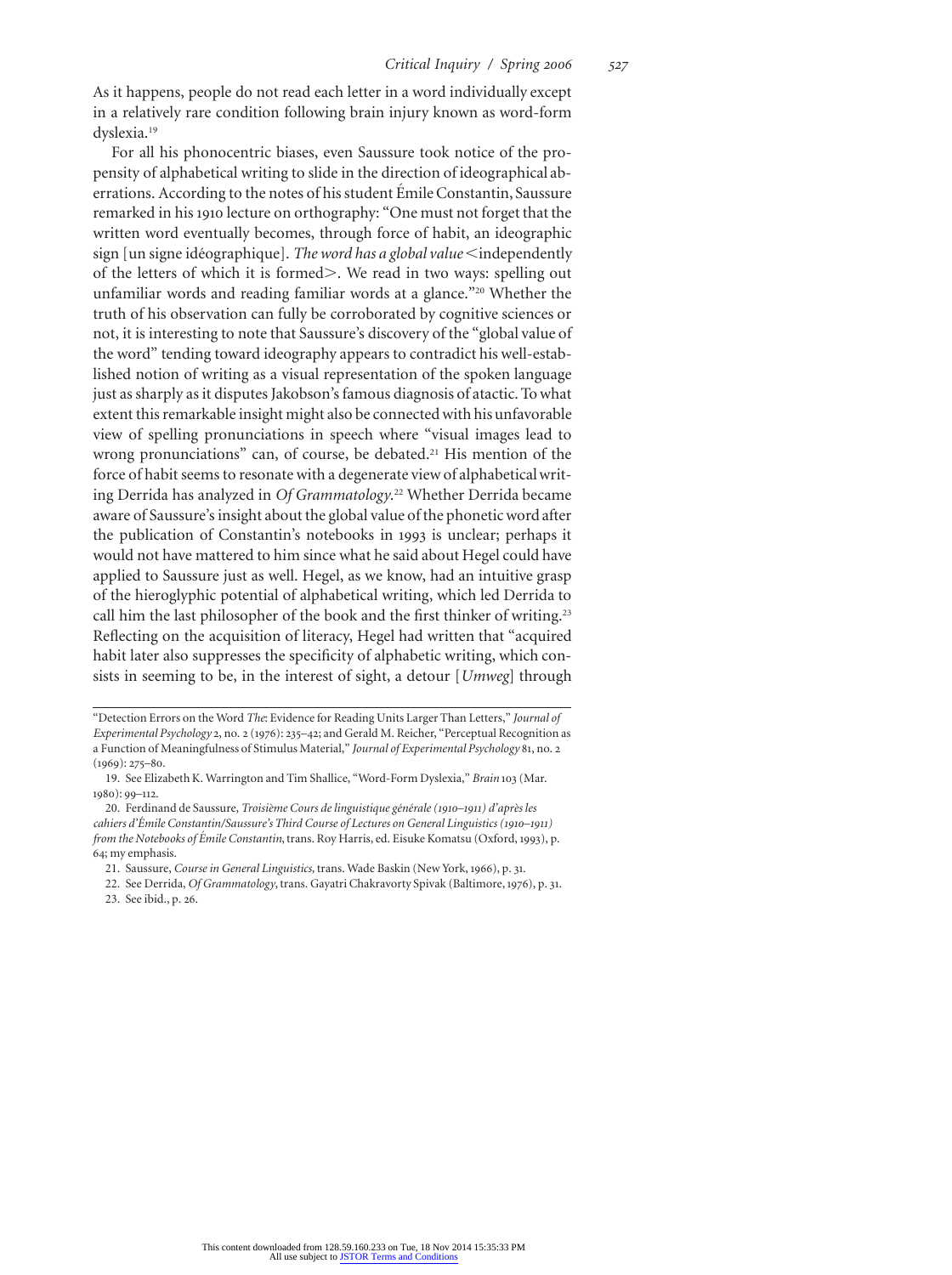As it happens, people do not read each letter in a word individually except in a relatively rare condition following brain injury known as word-form dyslexia.[19]

For all his phonocentric biases, even Saussure took notice of the propensity of alphabetical writing to slide in the direction of ideographical aberrations. According to the notes of his student Émile Constantin, Saussure remarked in his 1910 lecture on orthography: "One must not forget that the written word eventually becomes, through force of habit, an ideographic sign [un signe idéographique]. *The word has a global value* <independently of the letters of which it is formed>. We read in two ways: spelling out unfamiliar words and reading familiar words at a glance."[20] Whether the truth of his observation can fully be corroborated by cognitive sciences or not, it is interesting to note that Saussure's discovery of the "global value of the word" tending toward ideography appears to contradict his well-established notion of writing as a visual representation of the spoken language just as sharply as it disputes Jakobson's famous diagnosis of atactic. To what extent this remarkable insight might also be connected with his unfavorable view of spelling pronunciations in speech where "visual images lead to wrong pronunciations" can, of course, be debated.[21] His mention of the force of habit seems to resonate with a degenerate view of alphabetical writing Derrida has analyzed in *Of Grammatology*.[22] Whether Derrida became aware of Saussure's insight about the global value of the phonetic word after the publication of Constantin's notebooks in 1993 is unclear; perhaps it would not have mattered to him since what he said about Hegel could have applied to Saussure just as well. Hegel, as we know, had an intuitive grasp of the hieroglyphic potential of alphabetical writing, which led Derrida to call him the last philosopher of the book and the first thinker of writing.[23] Reflecting on the acquisition of literacy, Hegel had written that "acquired habit later also suppresses the specificity of alphabetic writing, which consists in seeming to be, in the interest of sight, a detour [*Umweg*] through

---

"Detection Errors on the Word *The*: Evidence for Reading Units Larger Than Letters," *Journal of Experimental Psychology* 2, no. 2 (1976): 235–42; and Gerald M. Reicher, "Perceptual Recognition as a Function of Meaningfulness of Stimulus Material," *Journal of Experimental Psychology* 81, no. 2 (1969): 275–80.

19. See Elizabeth K. Warrington and Tim Shallice, "Word-Form Dyslexia," *Brain* 103 (Mar. 1980): 99–112.

20. Ferdinand de Saussure, *Troisième Cours de linguistique générale (1910–1911) d'après les cahiers d'Émile Constantin/Saussure's Third Course of Lectures on General Linguistics (1910–1911) from the Notebooks of Émile Constantin*, trans. Roy Harris, ed. Eisuke Komatsu (Oxford, 1993), p. 64; my emphasis.

21. Saussure, *Course in General Linguistics*, trans. Wade Baskin (New York, 1966), p. 31.

22. See Derrida, *Of Grammatology*, trans. Gayatri Chakravorty Spivak (Baltimore, 1976), p. 31.

23. See ibid., p. 26.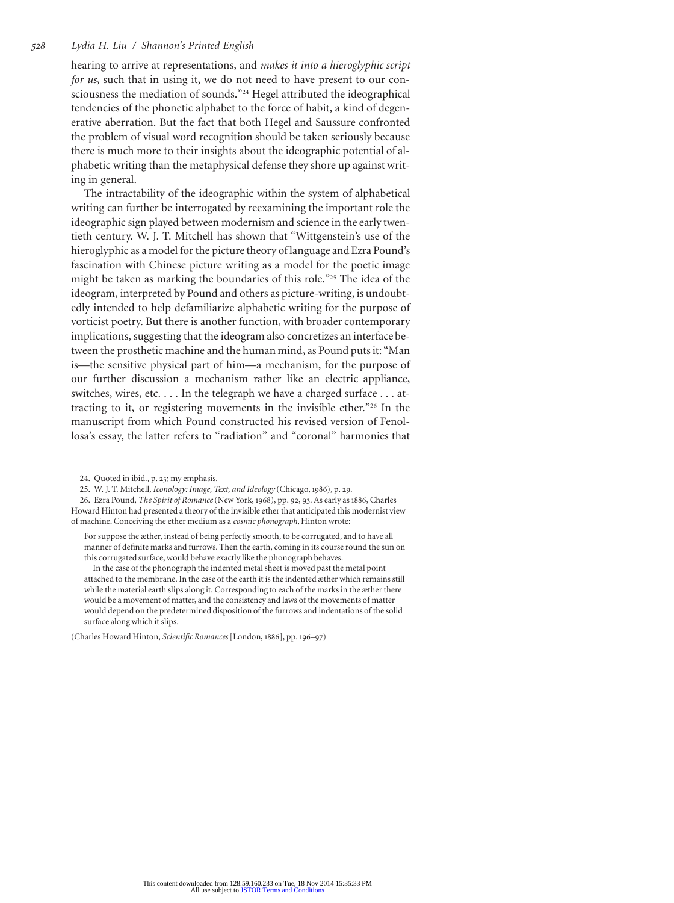hearing to arrive at representations, and *makes it into a hieroglyphic script for us*, such that in using it, we do not need to have present to our consciousness the mediation of sounds."[24] Hegel attributed the ideographical tendencies of the phonetic alphabet to the force of habit, a kind of degenerative aberration. But the fact that both Hegel and Saussure confronted the problem of visual word recognition should be taken seriously because there is much more to their insights about the ideographic potential of alphabetic writing than the metaphysical defense they shore up against writing in general.

The intractability of the ideographic within the system of alphabetical writing can further be interrogated by reexamining the important role the ideographic sign played between modernism and science in the early twentieth century. W. J. T. Mitchell has shown that "Wittgenstein's use of the hieroglyphic as a model for the picture theory of language and Ezra Pound's fascination with Chinese picture writing as a model for the poetic image might be taken as marking the boundaries of this role."[25] The idea of the ideogram, interpreted by Pound and others as picture-writing, is undoubtedly intended to help defamiliarize alphabetic writing for the purpose of vorticist poetry. But there is another function, with broader contemporary implications, suggesting that the ideogram also concretizes an interface between the prosthetic machine and the human mind, as Pound puts it: "Man is—the sensitive physical part of him—a mechanism, for the purpose of our further discussion a mechanism rather like an electric appliance, switches, wires, etc. . . . In the telegraph we have a charged surface . . . attracting to it, or registering movements in the invisible ether."[26] In the manuscript from which Pound constructed his revised version of Fenollosa's essay, the latter refers to "radiation" and "coronal" harmonies that

24. Quoted in ibid., p. 25; my emphasis.

25. W. J. T. Mitchell, *Iconology: Image, Text, and Ideology* (Chicago, 1986), p. 29.

26. Ezra Pound, *The Spirit of Romance* (New York, 1968), pp. 92, 93. As early as 1886, Charles Howard Hinton had presented a theory of the invisible ether that anticipated this modernist view of machine. Conceiving the ether medium as a *cosmic phonograph*, Hinton wrote:

> For suppose the æther, instead of being perfectly smooth, to be corrugated, and to have all manner of definite marks and furrows. Then the earth, coming in its course round the sun on this corrugated surface, would behave exactly like the phonograph behaves.
>
> In the case of the phonograph the indented metal sheet is moved past the metal point attached to the membrane. In the case of the earth it is the indented æther which remains still while the material earth slips along it. Corresponding to each of the marks in the æther there would be a movement of matter, and the consistency and laws of the movements of matter would depend on the predetermined disposition of the furrows and indentations of the solid surface along which it slips.

(Charles Howard Hinton, *Scientific Romances* [London, 1886], pp. 196–97)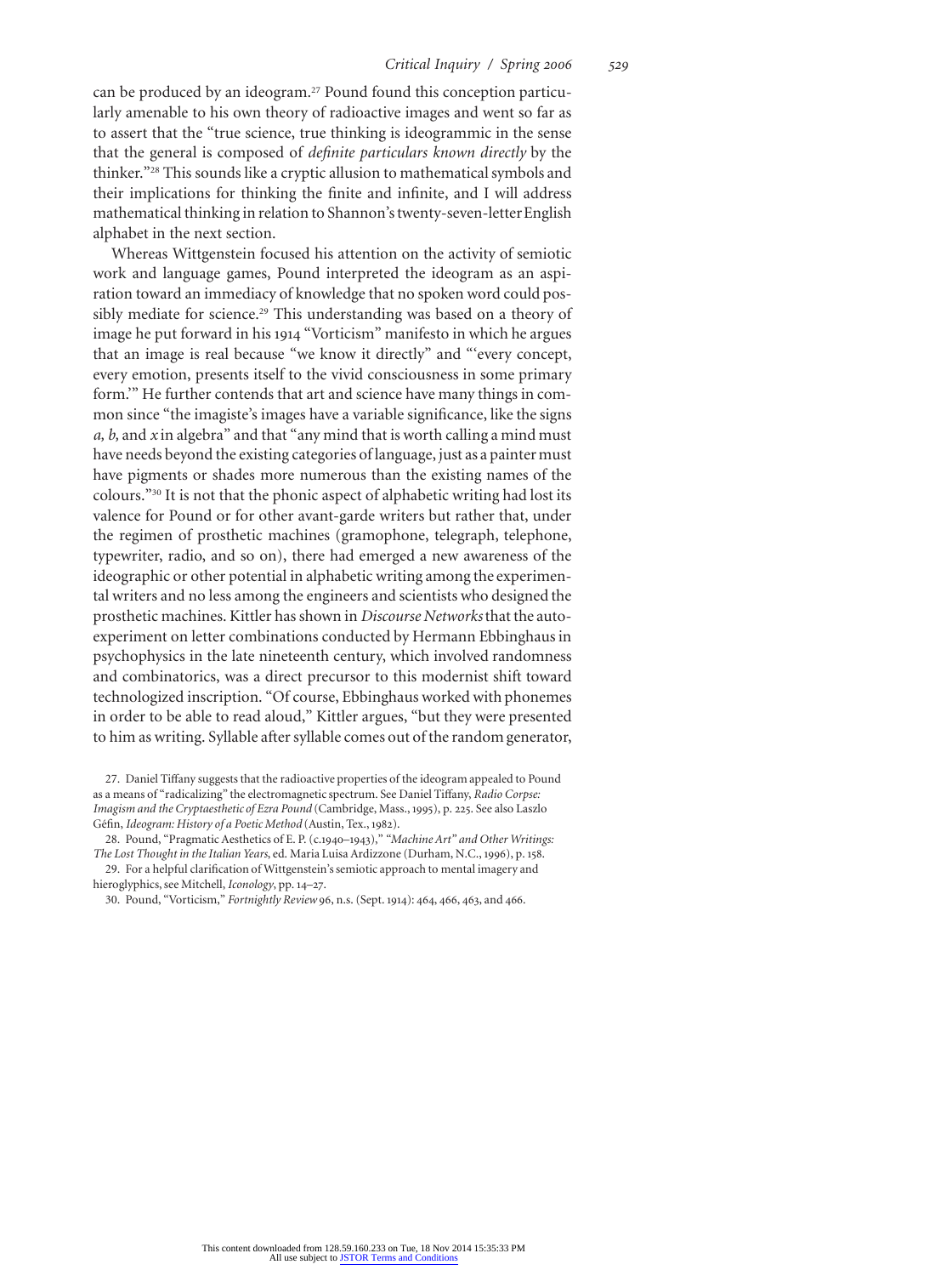can be produced by an ideogram.[27] Pound found this conception particularly amenable to his own theory of radioactive images and went so far as to assert that the "true science, true thinking is ideogrammic in the sense that the general is composed of *definite particulars known directly* by the thinker."[28] This sounds like a cryptic allusion to mathematical symbols and their implications for thinking the finite and infinite, and I will address mathematical thinking in relation to Shannon's twenty-seven-letter English alphabet in the next section.

Whereas Wittgenstein focused his attention on the activity of semiotic work and language games, Pound interpreted the ideogram as an aspiration toward an immediacy of knowledge that no spoken word could possibly mediate for science.[29] This understanding was based on a theory of image he put forward in his 1914 "Vorticism" manifesto in which he argues that an image is real because "we know it directly" and "'every concept, every emotion, presents itself to the vivid consciousness in some primary form.'" He further contends that art and science have many things in common since "the imagiste's images have a variable significance, like the signs *a, b,* and *x* in algebra" and that "any mind that is worth calling a mind must have needs beyond the existing categories of language, just as a painter must have pigments or shades more numerous than the existing names of the colours."[30] It is not that the phonic aspect of alphabetic writing had lost its valence for Pound or for other avant-garde writers but rather that, under the regimen of prosthetic machines (gramophone, telegraph, telephone, typewriter, radio, and so on), there had emerged a new awareness of the ideographic or other potential in alphabetic writing among the experimental writers and no less among the engineers and scientists who designed the prosthetic machines. Kittler has shown in *Discourse Networks* that the autoexperiment on letter combinations conducted by Hermann Ebbinghaus in psychophysics in the late nineteenth century, which involved randomness and combinatorics, was a direct precursor to this modernist shift toward technologized inscription. "Of course, Ebbinghaus worked with phonemes in order to be able to read aloud," Kittler argues, "but they were presented to him as writing. Syllable after syllable comes out of the random generator,

27. Daniel Tiffany suggests that the radioactive properties of the ideogram appealed to Pound as a means of "radicalizing" the electromagnetic spectrum. See Daniel Tiffany, *Radio Corpse: Imagism and the Cryptaesthetic of Ezra Pound* (Cambridge, Mass., 1995), p. 225. See also Laszlo Géfin, *Ideogram: History of a Poetic Method* (Austin, Tex., 1982).

28. Pound, "Pragmatic Aesthetics of E. P. (c.1940–1943)," *"Machine Art" and Other Writings: The Lost Thought in the Italian Years*, ed. Maria Luisa Ardizzone (Durham, N.C., 1996), p. 158.

29. For a helpful clarification of Wittgenstein's semiotic approach to mental imagery and hieroglyphics, see Mitchell, *Iconology*, pp. 14–27.

30. Pound, "Vorticism," *Fortnightly Review* 96, n.s. (Sept. 1914): 464, 466, 463, and 466.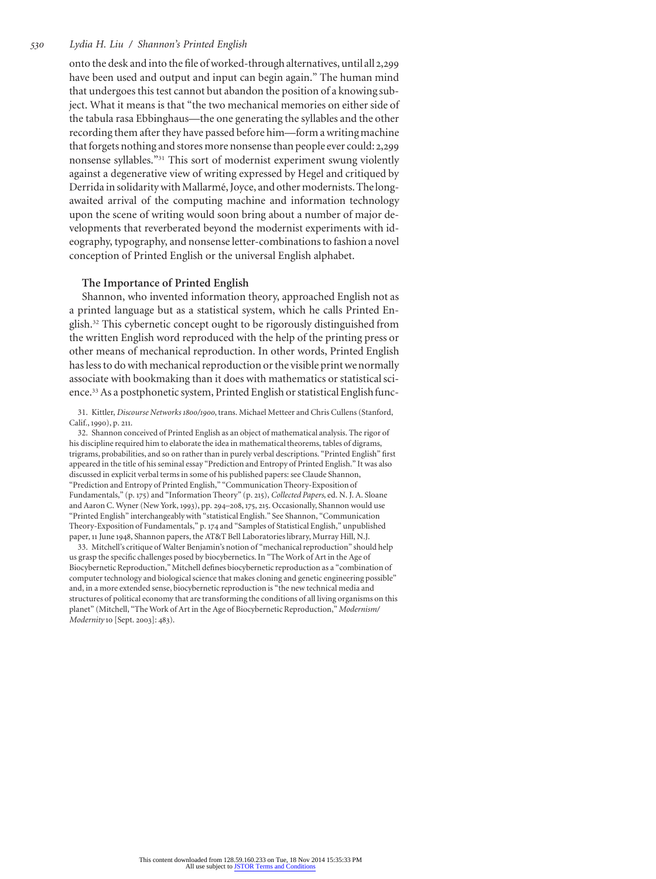onto the desk and into the file of worked-through alternatives, until all 2,299 have been used and output and input can begin again." The human mind that undergoes this test cannot but abandon the position of a knowing subject. What it means is that "the two mechanical memories on either side of the tabula rasa Ebbinghaus—the one generating the syllables and the other recording them after they have passed before him—form a writing machine that forgets nothing and stores more nonsense than people ever could: 2,299 nonsense syllables."[31] This sort of modernist experiment swung violently against a degenerative view of writing expressed by Hegel and critiqued by Derrida in solidarity with Mallarmé, Joyce, and other modernists. The long-awaited arrival of the computing machine and information technology upon the scene of writing would soon bring about a number of major developments that reverberated beyond the modernist experiments with ideography, typography, and nonsense letter-combinations to fashion a novel conception of Printed English or the universal English alphabet.

## The Importance of Printed English

Shannon, who invented information theory, approached English not as a printed language but as a statistical system, which he calls Printed English.[32] This cybernetic concept ought to be rigorously distinguished from the written English word reproduced with the help of the printing press or other means of mechanical reproduction. In other words, Printed English has less to do with mechanical reproduction or the visible print we normally associate with bookmaking than it does with mathematics or statistical science.[33] As a postphonetic system, Printed English or statistical English func-

31. Kittler, *Discourse Networks 1800/1900*, trans. Michael Metteer and Chris Cullens (Stanford, Calif., 1990), p. 211.

32. Shannon conceived of Printed English as an object of mathematical analysis. The rigor of his discipline required him to elaborate the idea in mathematical theorems, tables of digrams, trigrams, probabilities, and so on rather than in purely verbal descriptions. "Printed English" first appeared in the title of his seminal essay "Prediction and Entropy of Printed English." It was also discussed in explicit verbal terms in some of his published papers: see Claude Shannon, "Prediction and Entropy of Printed English," "Communication Theory-Exposition of Fundamentals," (p. 175) and "Information Theory" (p. 215), *Collected Papers*, ed. N. J. A. Sloane and Aaron C. Wyner (New York, 1993), pp. 294–208, 175, 215. Occasionally, Shannon would use "Printed English" interchangeably with "statistical English." See Shannon, "Communication Theory-Exposition of Fundamentals," p. 174 and "Samples of Statistical English," unpublished paper, 11 June 1948, Shannon papers, the AT&T Bell Laboratories library, Murray Hill, N.J.

33. Mitchell's critique of Walter Benjamin's notion of "mechanical reproduction" should help us grasp the specific challenges posed by biocybernetics. In "The Work of Art in the Age of Biocybernetic Reproduction," Mitchell defines biocybernetic reproduction as a "combination of computer technology and biological science that makes cloning and genetic engineering possible" and, in a more extended sense, biocybernetic reproduction is "the new technical media and structures of political economy that are transforming the conditions of all living organisms on this planet" (Mitchell, "The Work of Art in the Age of Biocybernetic Reproduction," *Modernism/Modernity* 10 [Sept. 2003]: 483).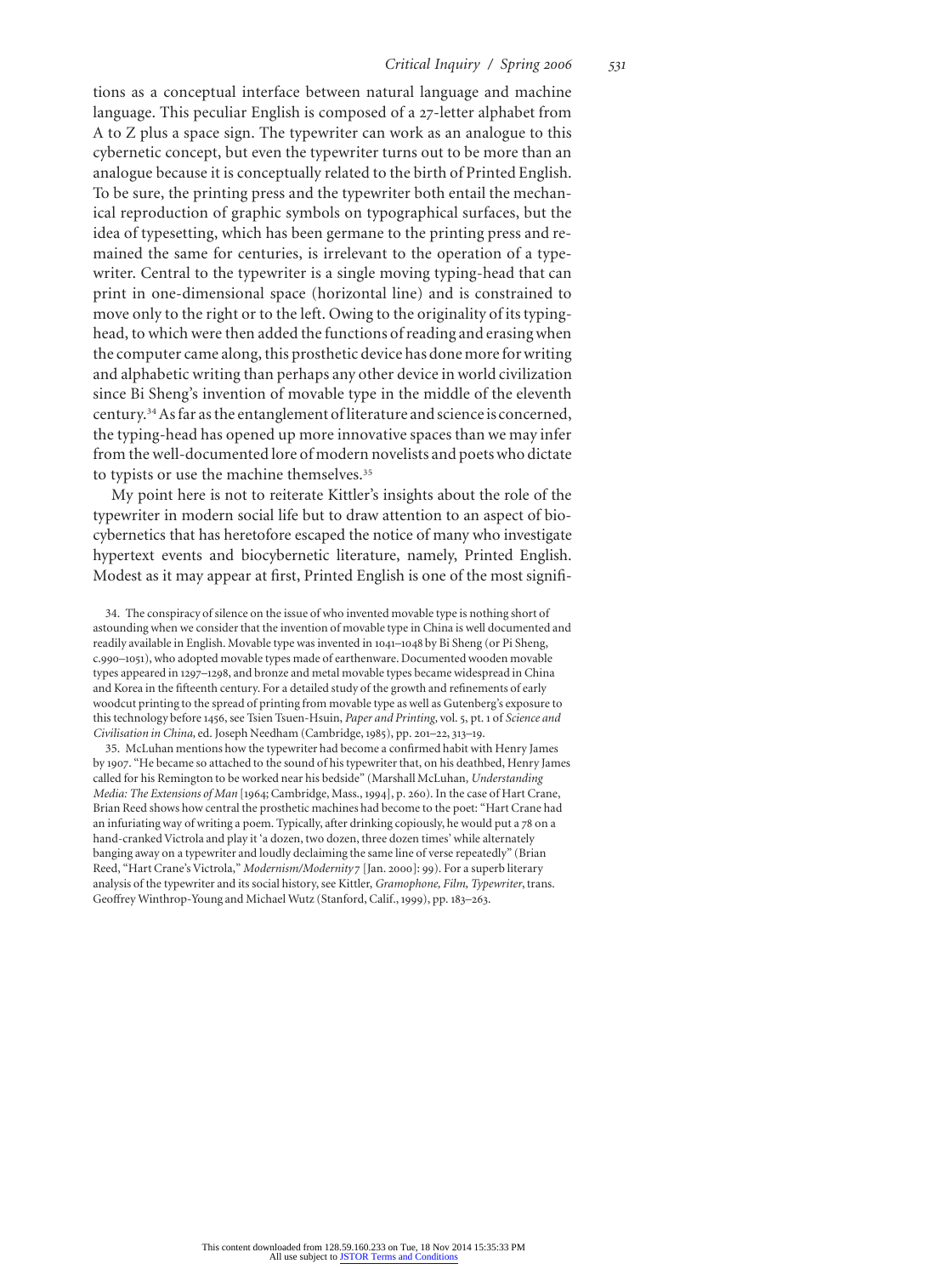tions as a conceptual interface between natural language and machine language. This peculiar English is composed of a 27-letter alphabet from A to Z plus a space sign. The typewriter can work as an analogue to this cybernetic concept, but even the typewriter turns out to be more than an analogue because it is conceptually related to the birth of Printed English. To be sure, the printing press and the typewriter both entail the mechanical reproduction of graphic symbols on typographical surfaces, but the idea of typesetting, which has been germane to the printing press and remained the same for centuries, is irrelevant to the operation of a typewriter. Central to the typewriter is a single moving typing-head that can print in one-dimensional space (horizontal line) and is constrained to move only to the right or to the left. Owing to the originality of its typing-head, to which were then added the functions of reading and erasing when the computer came along, this prosthetic device has done more for writing and alphabetic writing than perhaps any other device in world civilization since Bi Sheng's invention of movable type in the middle of the eleventh century.[34] As far as the entanglement of literature and science is concerned, the typing-head has opened up more innovative spaces than we may infer from the well-documented lore of modern novelists and poets who dictate to typists or use the machine themselves.[35]

My point here is not to reiterate Kittler's insights about the role of the typewriter in modern social life but to draw attention to an aspect of biocybernetics that has heretofore escaped the notice of many who investigate hypertext events and biocybernetic literature, namely, Printed English. Modest as it may appear at first, Printed English is one of the most signifi-

34. The conspiracy of silence on the issue of who invented movable type is nothing short of astounding when we consider that the invention of movable type in China is well documented and readily available in English. Movable type was invented in 1041–1048 by Bi Sheng (or Pi Sheng, c.990–1051), who adopted movable types made of earthenware. Documented wooden movable types appeared in 1297–1298, and bronze and metal movable types became widespread in China and Korea in the fifteenth century. For a detailed study of the growth and refinements of early woodcut printing to the spread of printing from movable type as well as Gutenberg's exposure to this technology before 1456, see Tsien Tsuen-Hsuin, *Paper and Printing*, vol. 5, pt. 1 of *Science and Civilisation in China*, ed. Joseph Needham (Cambridge, 1985), pp. 201–22, 313–19.

35. McLuhan mentions how the typewriter had become a confirmed habit with Henry James by 1907. "He became so attached to the sound of his typewriter that, on his deathbed, Henry James called for his Remington to be worked near his bedside" (Marshall McLuhan, *Understanding Media: The Extensions of Man* [1964; Cambridge, Mass., 1994], p. 260). In the case of Hart Crane, Brian Reed shows how central the prosthetic machines had become to the poet: "Hart Crane had an infuriating way of writing a poem. Typically, after drinking copiously, he would put a 78 on a hand-cranked Victrola and play it 'a dozen, two dozen, three dozen times' while alternately banging away on a typewriter and loudly declaiming the same line of verse repeatedly" (Brian Reed, "Hart Crane's Victrola," *Modernism/Modernity* 7 [Jan. 2000]: 99). For a superb literary analysis of the typewriter and its social history, see Kittler, *Gramophone, Film, Typewriter*, trans. Geoffrey Winthrop-Young and Michael Wutz (Stanford, Calif., 1999), pp. 183–263.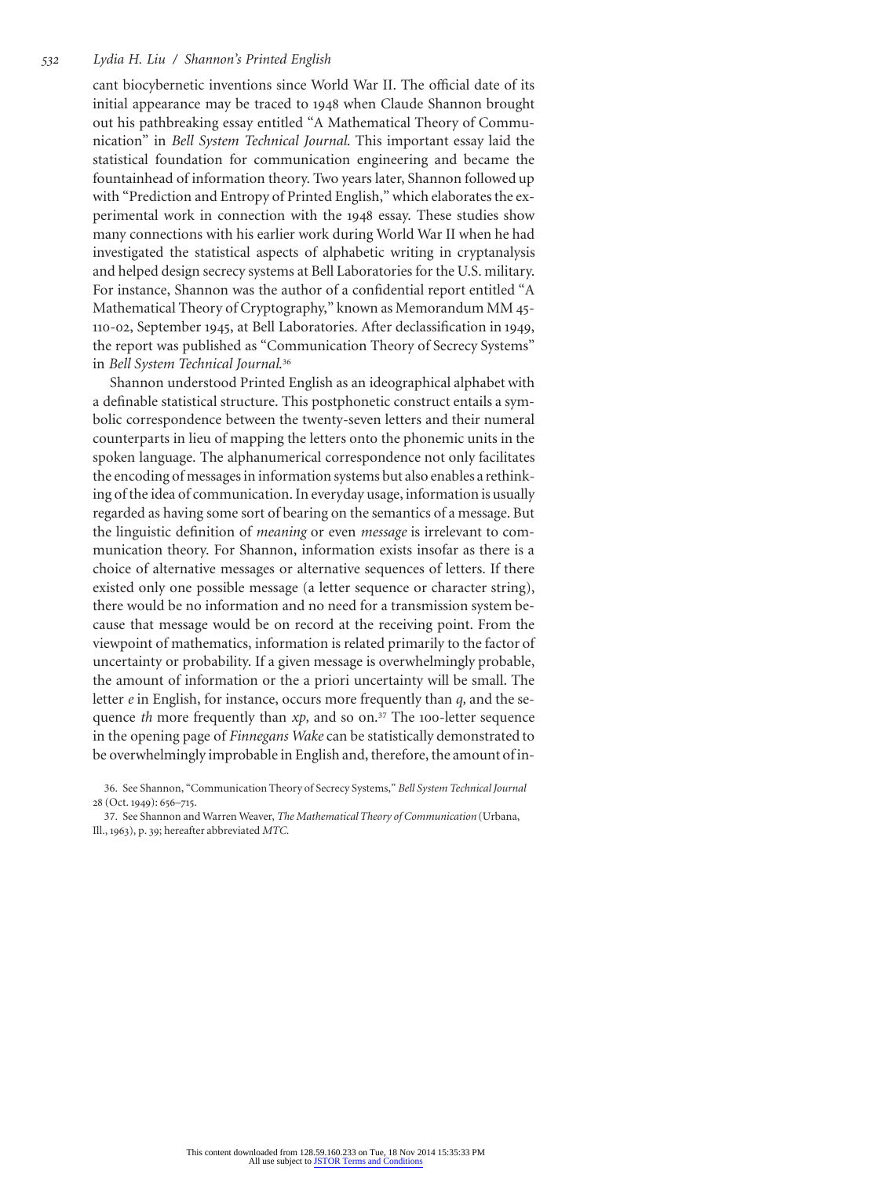cant biocybernetic inventions since World War II. The official date of its initial appearance may be traced to 1948 when Claude Shannon brought out his pathbreaking essay entitled "A Mathematical Theory of Communication" in *Bell System Technical Journal*. This important essay laid the statistical foundation for communication engineering and became the fountainhead of information theory. Two years later, Shannon followed up with "Prediction and Entropy of Printed English," which elaborates the experimental work in connection with the 1948 essay. These studies show many connections with his earlier work during World War II when he had investigated the statistical aspects of alphabetic writing in cryptanalysis and helped design secrecy systems at Bell Laboratories for the U.S. military. For instance, Shannon was the author of a confidential report entitled "A Mathematical Theory of Cryptography," known as Memorandum MM 45-110-02, September 1945, at Bell Laboratories. After declassification in 1949, the report was published as "Communication Theory of Secrecy Systems" in *Bell System Technical Journal*.[36]

Shannon understood Printed English as an ideographical alphabet with a definable statistical structure. This postphonetic construct entails a symbolic correspondence between the twenty-seven letters and their numeral counterparts in lieu of mapping the letters onto the phonemic units in the spoken language. The alphanumerical correspondence not only facilitates the encoding of messages in information systems but also enables a rethinking of the idea of communication. In everyday usage, information is usually regarded as having some sort of bearing on the semantics of a message. But the linguistic definition of *meaning* or even *message* is irrelevant to communication theory. For Shannon, information exists insofar as there is a choice of alternative messages or alternative sequences of letters. If there existed only one possible message (a letter sequence or character string), there would be no information and no need for a transmission system because that message would be on record at the receiving point. From the viewpoint of mathematics, information is related primarily to the factor of uncertainty or probability. If a given message is overwhelmingly probable, the amount of information or the a priori uncertainty will be small. The letter *e* in English, for instance, occurs more frequently than *q*, and the sequence *th* more frequently than *xp*, and so on.[37] The 100-letter sequence in the opening page of *Finnegans Wake* can be statistically demonstrated to be overwhelmingly improbable in English and, therefore, the amount of in-

36. See Shannon, "Communication Theory of Secrecy Systems," *Bell System Technical Journal* 28 (Oct. 1949): 656–715.

37. See Shannon and Warren Weaver, *The Mathematical Theory of Communication* (Urbana, Ill., 1963), p. 39; hereafter abbreviated *MTC*.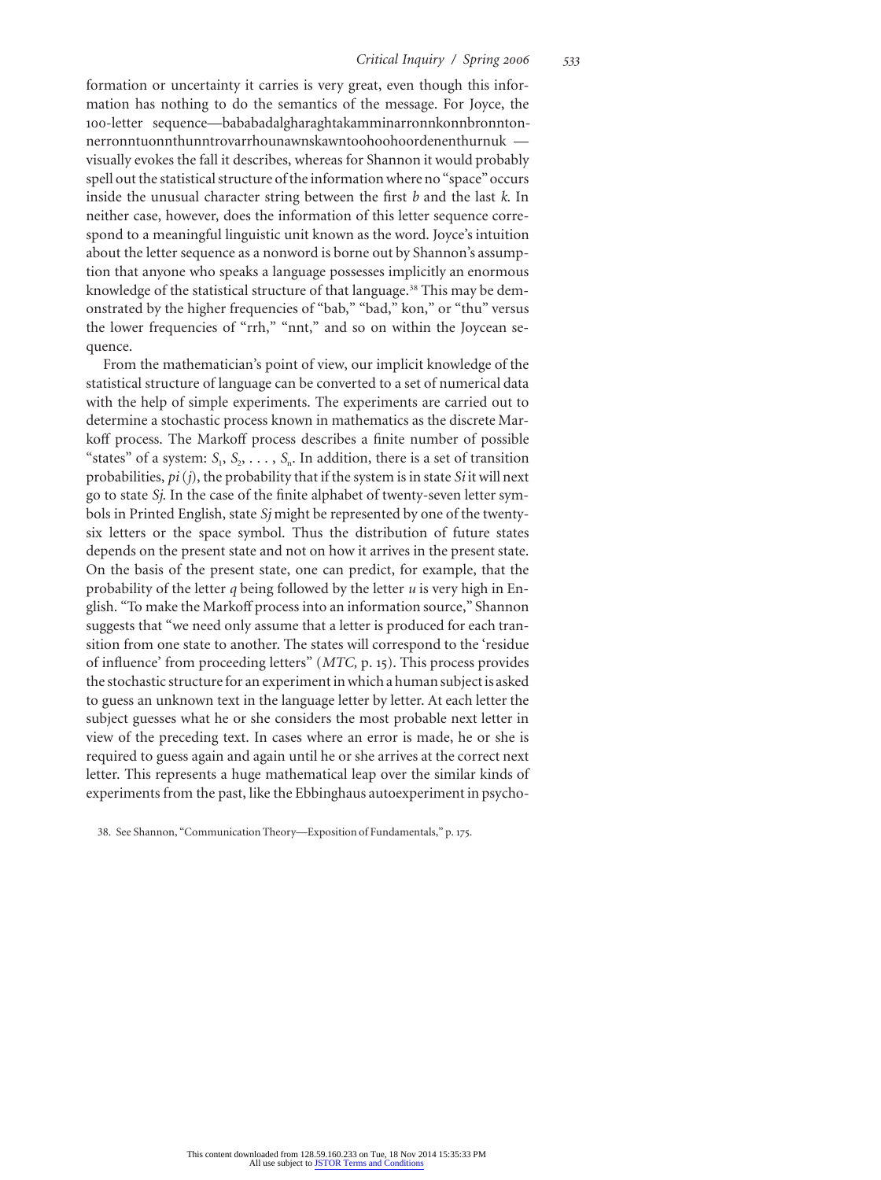formation or uncertainty it carries is very great, even though this information has nothing to do the semantics of the message. For Joyce, the 100-letter sequence—bababadalgharaghtakamminarronnkonnbronntonnerronntuonnthunntrovarrhounawnskawntoohoohoordenenthurnuk —visually evokes the fall it describes, whereas for Shannon it would probably spell out the statistical structure of the information where no "space" occurs inside the unusual character string between the first *b* and the last *k*. In neither case, however, does the information of this letter sequence correspond to a meaningful linguistic unit known as the word. Joyce's intuition about the letter sequence as a nonword is borne out by Shannon's assumption that anyone who speaks a language possesses implicitly an enormous knowledge of the statistical structure of that language.[38] This may be demonstrated by the higher frequencies of "bab," "bad," kon," or "thu" versus the lower frequencies of "rrh," "nnt," and so on within the Joycean sequence.

From the mathematician's point of view, our implicit knowledge of the statistical structure of language can be converted to a set of numerical data with the help of simple experiments. The experiments are carried out to determine a stochastic process known in mathematics as the discrete Markoff process. The Markoff process describes a finite number of possible "states" of a system: $S_1, S_2, \ldots, S_n$. In addition, there is a set of transition probabilities, $pi(j)$, the probability that if the system is in state *Si* it will next go to state *Sj*. In the case of the finite alphabet of twenty-seven letter symbols in Printed English, state *Sj* might be represented by one of the twenty-six letters or the space symbol. Thus the distribution of future states depends on the present state and not on how it arrives in the present state. On the basis of the present state, one can predict, for example, that the probability of the letter *q* being followed by the letter *u* is very high in English. "To make the Markoff process into an information source," Shannon suggests that "we need only assume that a letter is produced for each transition from one state to another. The states will correspond to the 'residue of influence' from proceeding letters" (*MTC*, p. 15). This process provides the stochastic structure for an experiment in which a human subject is asked to guess an unknown text in the language letter by letter. At each letter the subject guesses what he or she considers the most probable next letter in view of the preceding text. In cases where an error is made, he or she is required to guess again and again until he or she arrives at the correct next letter. This represents a huge mathematical leap over the similar kinds of experiments from the past, like the Ebbinghaus autoexperiment in psycho-

38. See Shannon, "Communication Theory—Exposition of Fundamentals," p. 175.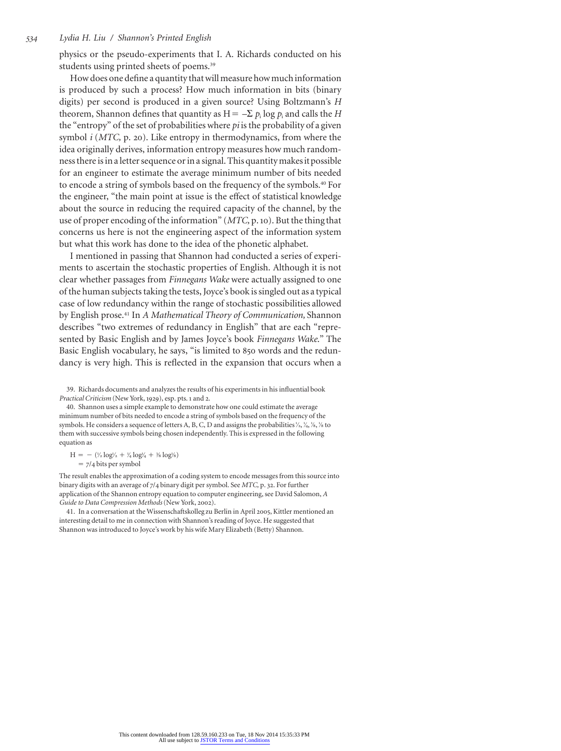physics or the pseudo-experiments that I. A. Richards conducted on his students using printed sheets of poems.[39]

How does one define a quantity that will measure how much information is produced by such a process? How much information in bits (binary digits) per second is produced in a given source? Using Boltzmann's *H* theorem, Shannon defines that quantity as $H = -\Sigma\, p_i \log p_i$ and calls the *H* the "entropy" of the set of probabilities where *pi* is the probability of a given symbol *i* (*MTC,* p. 20). Like entropy in thermodynamics, from where the idea originally derives, information entropy measures how much randomness there is in a letter sequence or in a signal. This quantity makes it possible for an engineer to estimate the average minimum number of bits needed to encode a string of symbols based on the frequency of the symbols.[40] For the engineer, "the main point at issue is the effect of statistical knowledge about the source in reducing the required capacity of the channel, by the use of proper encoding of the information" (*MTC,* p. 10). But the thing that concerns us here is not the engineering aspect of the information system but what this work has done to the idea of the phonetic alphabet.

I mentioned in passing that Shannon had conducted a series of experiments to ascertain the stochastic properties of English. Although it is not clear whether passages from *Finnegans Wake* were actually assigned to one of the human subjects taking the tests, Joyce's book is singled out as a typical case of low redundancy within the range of stochastic possibilities allowed by English prose.[41] In *A Mathematical Theory of Communication,* Shannon describes "two extremes of redundancy in English" that are each "represented by Basic English and by James Joyce's book *Finnegans Wake.*" The Basic English vocabulary, he says, "is limited to 850 words and the redundancy is very high. This is reflected in the expansion that occurs when a

39. Richards documents and analyzes the results of his experiments in his influential book *Practical Criticism* (New York, 1929), esp. pts. 1 and 2.

40. Shannon uses a simple example to demonstrate how one could estimate the average minimum number of bits needed to encode a string of symbols based on the frequency of the symbols. He considers a sequence of letters A, B, C, D and assigns the probabilities $\frac{1}{2}, \frac{1}{4}, \frac{1}{8}, \frac{1}{8}$ to them with successive symbols being chosen independently. This is expressed in the following equation as

$$H = -\left(\tfrac{1}{2}\log\tfrac{1}{2} + \tfrac{1}{4}\log\tfrac{1}{4} + \tfrac{2}{8}\log\tfrac{1}{8}\right)$$
$$= 7/4 \text{ bits per symbol}$$

The result enables the approximation of a coding system to encode messages from this source into binary digits with an average of 7/4 binary digit per symbol. See *MTC,* p. 32. For further application of the Shannon entropy equation to computer engineering, see David Salomon, *A Guide to Data Compression Methods* (New York, 2002).

41. In a conversation at the Wissenschaftskolleg zu Berlin in April 2005, Kittler mentioned an interesting detail to me in connection with Shannon's reading of Joyce. He suggested that Shannon was introduced to Joyce's work by his wife Mary Elizabeth (Betty) Shannon.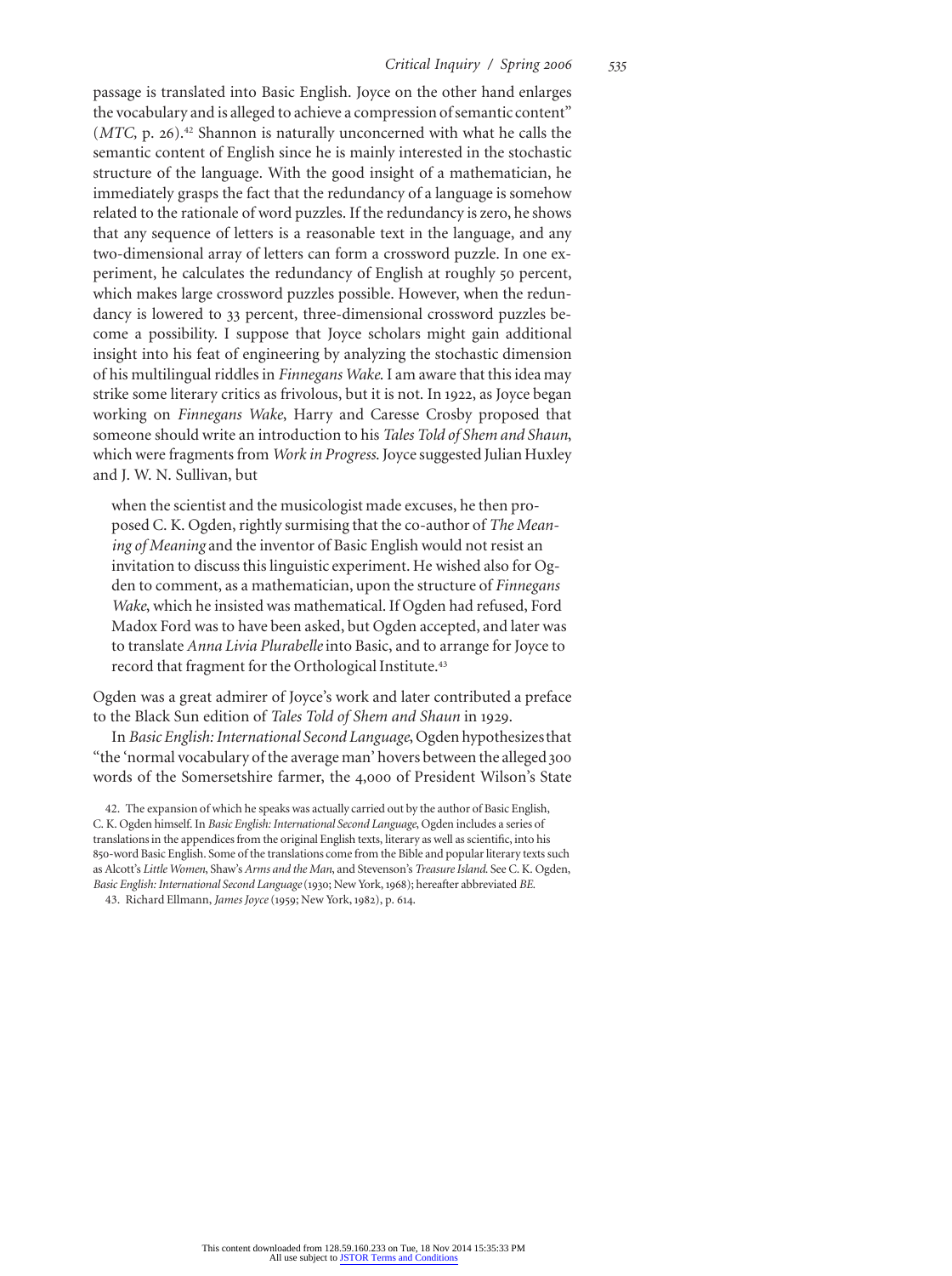passage is translated into Basic English. Joyce on the other hand enlarges the vocabulary and is alleged to achieve a compression of semantic content" (*MTC,* p. 26).[42] Shannon is naturally unconcerned with what he calls the semantic content of English since he is mainly interested in the stochastic structure of the language. With the good insight of a mathematician, he immediately grasps the fact that the redundancy of a language is somehow related to the rationale of word puzzles. If the redundancy is zero, he shows that any sequence of letters is a reasonable text in the language, and any two-dimensional array of letters can form a crossword puzzle. In one experiment, he calculates the redundancy of English at roughly 50 percent, which makes large crossword puzzles possible. However, when the redundancy is lowered to 33 percent, three-dimensional crossword puzzles become a possibility. I suppose that Joyce scholars might gain additional insight into his feat of engineering by analyzing the stochastic dimension of his multilingual riddles in *Finnegans Wake.* I am aware that this idea may strike some literary critics as frivolous, but it is not. In 1922, as Joyce began working on *Finnegans Wake*, Harry and Caresse Crosby proposed that someone should write an introduction to his *Tales Told of Shem and Shaun*, which were fragments from *Work in Progress.* Joyce suggested Julian Huxley and J. W. N. Sullivan, but

> when the scientist and the musicologist made excuses, he then proposed C. K. Ogden, rightly surmising that the co-author of *The Meaning of Meaning* and the inventor of Basic English would not resist an invitation to discuss this linguistic experiment. He wished also for Ogden to comment, as a mathematician, upon the structure of *Finnegans Wake*, which he insisted was mathematical. If Ogden had refused, Ford Madox Ford was to have been asked, but Ogden accepted, and later was to translate *Anna Livia Plurabelle* into Basic, and to arrange for Joyce to record that fragment for the Orthological Institute.[43]

Ogden was a great admirer of Joyce's work and later contributed a preface to the Black Sun edition of *Tales Told of Shem and Shaun* in 1929.

In *Basic English: International Second Language*, Ogden hypothesizes that "the 'normal vocabulary of the average man' hovers between the alleged 300 words of the Somersetshire farmer, the 4,000 of President Wilson's State

---

42. The expansion of which he speaks was actually carried out by the author of Basic English, C. K. Ogden himself. In *Basic English: International Second Language*, Ogden includes a series of translations in the appendices from the original English texts, literary as well as scientific, into his 850-word Basic English. Some of the translations come from the Bible and popular literary texts such as Alcott's *Little Women*, Shaw's *Arms and the Man*, and Stevenson's *Treasure Island.* See C. K. Ogden, *Basic English: International Second Language* (1930; New York, 1968); hereafter abbreviated *BE.*

43. Richard Ellmann, *James Joyce* (1959; New York, 1982), p. 614.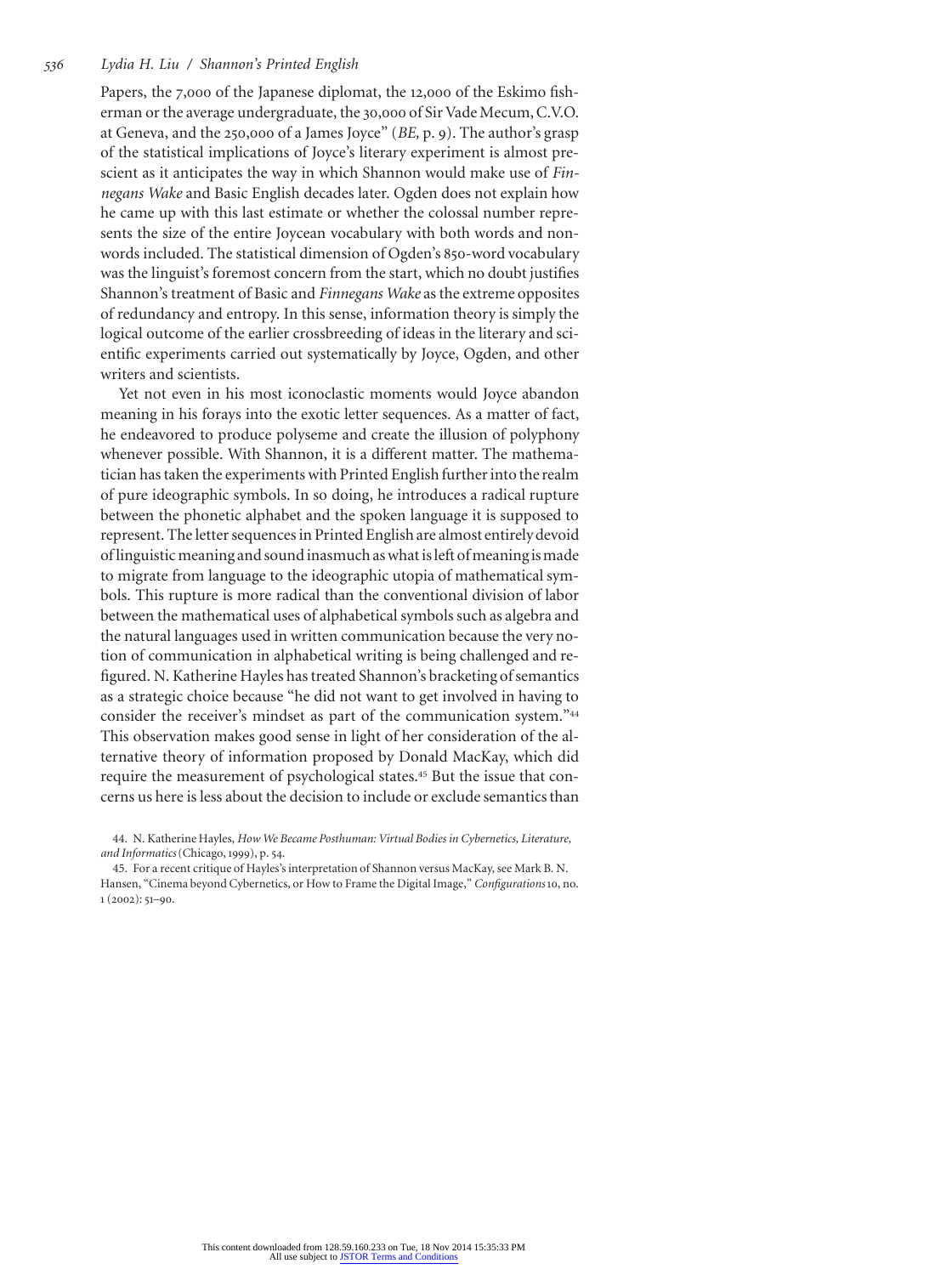Papers, the 7,000 of the Japanese diplomat, the 12,000 of the Eskimo fisherman or the average undergraduate, the 30,000 of Sir Vade Mecum, C.V.O. at Geneva, and the 250,000 of a James Joyce" (*BE*, p. 9). The author's grasp of the statistical implications of Joyce's literary experiment is almost prescient as it anticipates the way in which Shannon would make use of *Finnegans Wake* and Basic English decades later. Ogden does not explain how he came up with this last estimate or whether the colossal number represents the size of the entire Joycean vocabulary with both words and nonwords included. The statistical dimension of Ogden's 850-word vocabulary was the linguist's foremost concern from the start, which no doubt justifies Shannon's treatment of Basic and *Finnegans Wake* as the extreme opposites of redundancy and entropy. In this sense, information theory is simply the logical outcome of the earlier crossbreeding of ideas in the literary and scientific experiments carried out systematically by Joyce, Ogden, and other writers and scientists.

Yet not even in his most iconoclastic moments would Joyce abandon meaning in his forays into the exotic letter sequences. As a matter of fact, he endeavored to produce polyseme and create the illusion of polyphony whenever possible. With Shannon, it is a different matter. The mathematician has taken the experiments with Printed English further into the realm of pure ideographic symbols. In so doing, he introduces a radical rupture between the phonetic alphabet and the spoken language it is supposed to represent. The letter sequences in Printed English are almost entirely devoid of linguistic meaning and sound inasmuch as what is left of meaning is made to migrate from language to the ideographic utopia of mathematical symbols. This rupture is more radical than the conventional division of labor between the mathematical uses of alphabetical symbols such as algebra and the natural languages used in written communication because the very notion of communication in alphabetical writing is being challenged and refigured. N. Katherine Hayles has treated Shannon's bracketing of semantics as a strategic choice because "he did not want to get involved in having to consider the receiver's mindset as part of the communication system."[44] This observation makes good sense in light of her consideration of the alternative theory of information proposed by Donald MacKay, which did require the measurement of psychological states.[45] But the issue that concerns us here is less about the decision to include or exclude semantics than

44. N. Katherine Hayles, *How We Became Posthuman: Virtual Bodies in Cybernetics, Literature, and Informatics* (Chicago, 1999), p. 54.

45. For a recent critique of Hayles's interpretation of Shannon versus MacKay, see Mark B. N. Hansen, "Cinema beyond Cybernetics, or How to Frame the Digital Image," *Configurations* 10, no. 1 (2002): 51–90.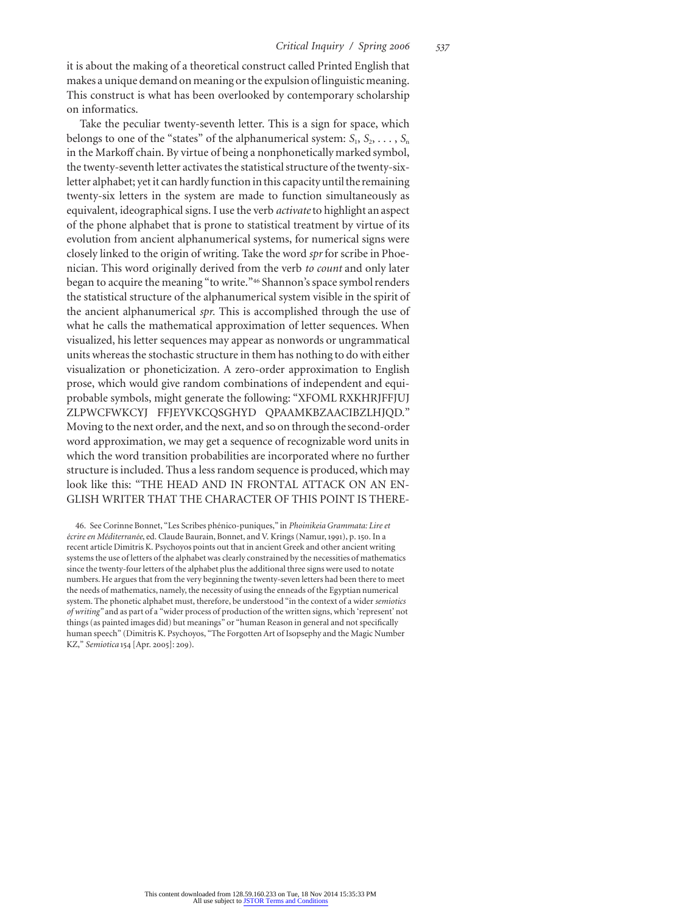it is about the making of a theoretical construct called Printed English that makes a unique demand on meaning or the expulsion of linguistic meaning. This construct is what has been overlooked by contemporary scholarship on informatics.

Take the peculiar twenty-seventh letter. This is a sign for space, which belongs to one of the "states" of the alphanumerical system: $S_1, S_2, \ldots, S_n$ in the Markoff chain. By virtue of being a nonphonetically marked symbol, the twenty-seventh letter activates the statistical structure of the twenty-six-letter alphabet; yet it can hardly function in this capacity until the remaining twenty-six letters in the system are made to function simultaneously as equivalent, ideographical signs. I use the verb *activate* to highlight an aspect of the phone alphabet that is prone to statistical treatment by virtue of its evolution from ancient alphanumerical systems, for numerical signs were closely linked to the origin of writing. Take the word *spr* for scribe in Phoenician. This word originally derived from the verb *to count* and only later began to acquire the meaning "to write."[46] Shannon's space symbol renders the statistical structure of the alphanumerical system visible in the spirit of the ancient alphanumerical *spr*. This is accomplished through the use of what he calls the mathematical approximation of letter sequences. When visualized, his letter sequences may appear as nonwords or ungrammatical units whereas the stochastic structure in them has nothing to do with either visualization or phoneticization. A zero-order approximation to English prose, which would give random combinations of independent and equiprobable symbols, might generate the following: "XFOML RXKHRJFFJUJ ZLPWCFWKCYJ FFJEYVKCQSGHYD QPAAMKBZAACIBZLHJQD." Moving to the next order, and the next, and so on through the second-order word approximation, we may get a sequence of recognizable word units in which the word transition probabilities are incorporated where no further structure is included. Thus a less random sequence is produced, which may look like this: "THE HEAD AND IN FRONTAL ATTACK ON AN ENGLISH WRITER THAT THE CHARACTER OF THIS POINT IS THERE-

46. See Corinne Bonnet, "Les Scribes phénico-puniques," in *Phoinikeia Grammata: Lire et écrire en Méditerranée*, ed. Claude Baurain, Bonnet, and V. Krings (Namur, 1991), p. 150. In a recent article Dimitris K. Psychoyos points out that in ancient Greek and other ancient writing systems the use of letters of the alphabet was clearly constrained by the necessities of mathematics since the twenty-four letters of the alphabet plus the additional three signs were used to notate numbers. He argues that from the very beginning the twenty-seven letters had been there to meet the needs of mathematics, namely, the necessity of using the enneads of the Egyptian numerical system. The phonetic alphabet must, therefore, be understood "in the context of a wider *semiotics of writing*" and as part of a "wider process of production of the written signs, which 'represent' not things (as painted images did) but meanings" or "human Reason in general and not specifically human speech" (Dimitris K. Psychoyos, "The Forgotten Art of Isopsephy and the Magic Number KZ," *Semiotica* 154 [Apr. 2005]: 209).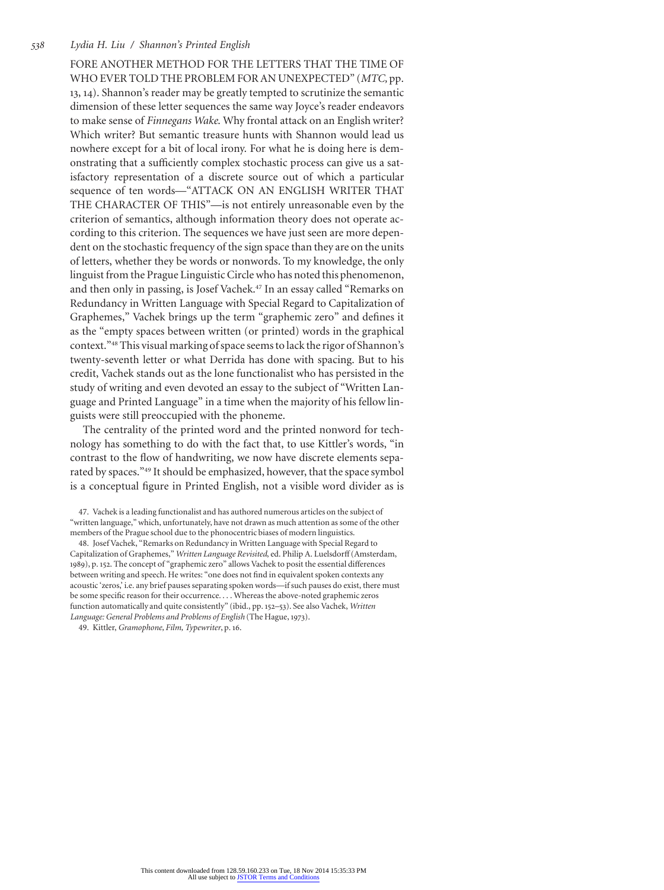FORE ANOTHER METHOD FOR THE LETTERS THAT THE TIME OF WHO EVER TOLD THE PROBLEM FOR AN UNEXPECTED" (*MTC*, pp. 13, 14). Shannon's reader may be greatly tempted to scrutinize the semantic dimension of these letter sequences the same way Joyce's reader endeavors to make sense of *Finnegans Wake*. Why frontal attack on an English writer? Which writer? But semantic treasure hunts with Shannon would lead us nowhere except for a bit of local irony. For what he is doing here is demonstrating that a sufficiently complex stochastic process can give us a satisfactory representation of a discrete source out of which a particular sequence of ten words—"ATTACK ON AN ENGLISH WRITER THAT THE CHARACTER OF THIS"—is not entirely unreasonable even by the criterion of semantics, although information theory does not operate according to this criterion. The sequences we have just seen are more dependent on the stochastic frequency of the sign space than they are on the units of letters, whether they be words or nonwords. To my knowledge, the only linguist from the Prague Linguistic Circle who has noted this phenomenon, and then only in passing, is Josef Vachek.[47] In an essay called "Remarks on Redundancy in Written Language with Special Regard to Capitalization of Graphemes," Vachek brings up the term "graphemic zero" and defines it as the "empty spaces between written (or printed) words in the graphical context."[48] This visual marking of space seems to lack the rigor of Shannon's twenty-seventh letter or what Derrida has done with spacing. But to his credit, Vachek stands out as the lone functionalist who has persisted in the study of writing and even devoted an essay to the subject of "Written Language and Printed Language" in a time when the majority of his fellow linguists were still preoccupied with the phoneme.

The centrality of the printed word and the printed nonword for technology has something to do with the fact that, to use Kittler's words, "in contrast to the flow of handwriting, we now have discrete elements separated by spaces."[49] It should be emphasized, however, that the space symbol is a conceptual figure in Printed English, not a visible word divider as is

47. Vachek is a leading functionalist and has authored numerous articles on the subject of "written language," which, unfortunately, have not drawn as much attention as some of the other members of the Prague school due to the phonocentric biases of modern linguistics.

48. Josef Vachek, "Remarks on Redundancy in Written Language with Special Regard to Capitalization of Graphemes," *Written Language Revisited*, ed. Philip A. Luelsdorff (Amsterdam, 1989), p. 152. The concept of "graphemic zero" allows Vachek to posit the essential differences between writing and speech. He writes: "one does not find in equivalent spoken contexts any acoustic 'zeros,' i.e. any brief pauses separating spoken words—if such pauses do exist, there must be some specific reason for their occurrence. . . . Whereas the above-noted graphemic zeros function automatically and quite consistently" (ibid., pp. 152–53). See also Vachek, *Written Language: General Problems and Problems of English* (The Hague, 1973).

49. Kittler, *Gramophone, Film, Typewriter*, p. 16.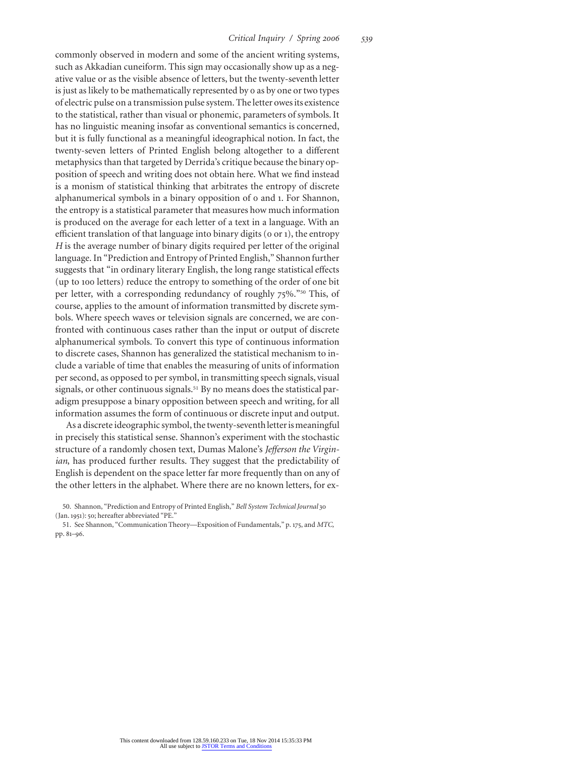commonly observed in modern and some of the ancient writing systems, such as Akkadian cuneiform. This sign may occasionally show up as a negative value or as the visible absence of letters, but the twenty-seventh letter is just as likely to be mathematically represented by 0 as by one or two types of electric pulse on a transmission pulse system. The letter owes its existence to the statistical, rather than visual or phonemic, parameters of symbols. It has no linguistic meaning insofar as conventional semantics is concerned, but it is fully functional as a meaningful ideographical notion. In fact, the twenty-seven letters of Printed English belong altogether to a different metaphysics than that targeted by Derrida's critique because the binary opposition of speech and writing does not obtain here. What we find instead is a monism of statistical thinking that arbitrates the entropy of discrete alphanumerical symbols in a binary opposition of 0 and 1. For Shannon, the entropy is a statistical parameter that measures how much information is produced on the average for each letter of a text in a language. With an efficient translation of that language into binary digits (0 or 1), the entropy *H* is the average number of binary digits required per letter of the original language. In "Prediction and Entropy of Printed English," Shannon further suggests that "in ordinary literary English, the long range statistical effects (up to 100 letters) reduce the entropy to something of the order of one bit per letter, with a corresponding redundancy of roughly 75%."[50] This, of course, applies to the amount of information transmitted by discrete symbols. Where speech waves or television signals are concerned, we are confronted with continuous cases rather than the input or output of discrete alphanumerical symbols. To convert this type of continuous information to discrete cases, Shannon has generalized the statistical mechanism to include a variable of time that enables the measuring of units of information per second, as opposed to per symbol, in transmitting speech signals, visual signals, or other continuous signals.[51] By no means does the statistical paradigm presuppose a binary opposition between speech and writing, for all information assumes the form of continuous or discrete input and output.

As a discrete ideographic symbol, the twenty-seventh letter is meaningful in precisely this statistical sense. Shannon's experiment with the stochastic structure of a randomly chosen text, Dumas Malone's *Jefferson the Virginian*, has produced further results. They suggest that the predictability of English is dependent on the space letter far more frequently than on any of the other letters in the alphabet. Where there are no known letters, for ex-

50. Shannon, "Prediction and Entropy of Printed English," *Bell System Technical Journal* 30 (Jan. 1951): 50; hereafter abbreviated "PE."

51. See Shannon, "Communication Theory—Exposition of Fundamentals," p. 175, and *MTC*, pp. 81–96.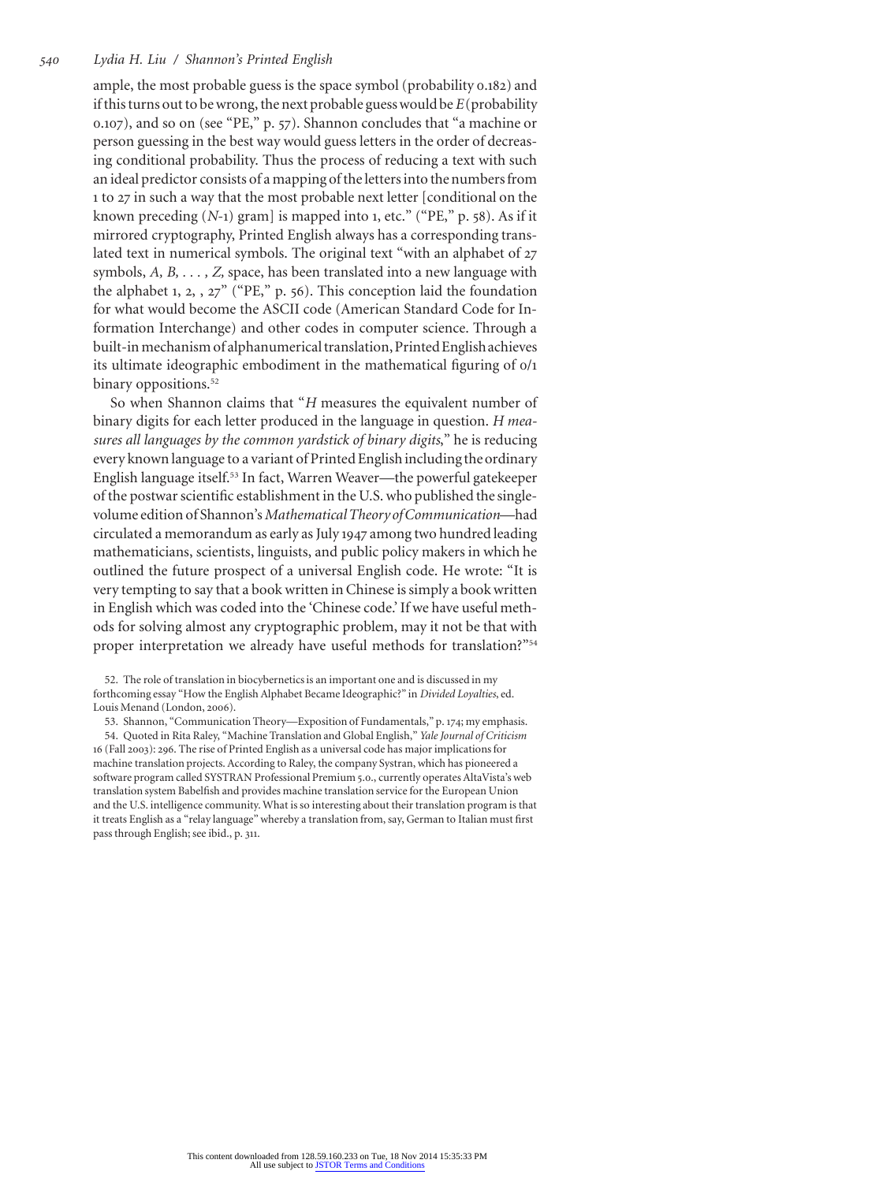ample, the most probable guess is the space symbol (probability 0.182) and if this turns out to be wrong, the next probable guess would be *E* (probability 0.107), and so on (see "PE," p. 57). Shannon concludes that "a machine or person guessing in the best way would guess letters in the order of decreasing conditional probability. Thus the process of reducing a text with such an ideal predictor consists of a mapping of the letters into the numbers from 1 to 27 in such a way that the most probable next letter [conditional on the known preceding ($N$-1) gram] is mapped into 1, etc." ("PE," p. 58). As if it mirrored cryptography, Printed English always has a corresponding translated text in numerical symbols. The original text "with an alphabet of 27 symbols, *A*, *B*, . . . , *Z*, space, has been translated into a new language with the alphabet 1, 2, , 27" ("PE," p. 56). This conception laid the foundation for what would become the ASCII code (American Standard Code for Information Interchange) and other codes in computer science. Through a built-in mechanism of alphanumerical translation, Printed English achieves its ultimate ideographic embodiment in the mathematical figuring of 0/1 binary oppositions.[52]

So when Shannon claims that "*H* measures the equivalent number of binary digits for each letter produced in the language in question. *H measures all languages by the common yardstick of binary digits*," he is reducing every known language to a variant of Printed English including the ordinary English language itself.[53] In fact, Warren Weaver—the powerful gatekeeper of the postwar scientific establishment in the U.S. who published the single-volume edition of Shannon's *Mathematical Theory of Communication*—had circulated a memorandum as early as July 1947 among two hundred leading mathematicians, scientists, linguists, and public policy makers in which he outlined the future prospect of a universal English code. He wrote: "It is very tempting to say that a book written in Chinese is simply a book written in English which was coded into the 'Chinese code.' If we have useful methods for solving almost any cryptographic problem, may it not be that with proper interpretation we already have useful methods for translation?"[54]

52. The role of translation in biocybernetics is an important one and is discussed in my forthcoming essay "How the English Alphabet Became Ideographic?" in *Divided Loyalties*, ed. Louis Menand (London, 2006).

53. Shannon, "Communication Theory—Exposition of Fundamentals," p. 174; my emphasis.

54. Quoted in Rita Raley, "Machine Translation and Global English," *Yale Journal of Criticism* 16 (Fall 2003): 296. The rise of Printed English as a universal code has major implications for machine translation projects. According to Raley, the company Systran, which has pioneered a software program called SYSTRAN Professional Premium 5.0., currently operates AltaVista's web translation system Babelfish and provides machine translation service for the European Union and the U.S. intelligence community. What is so interesting about their translation program is that it treats English as a "relay language" whereby a translation from, say, German to Italian must first pass through English; see ibid., p. 311.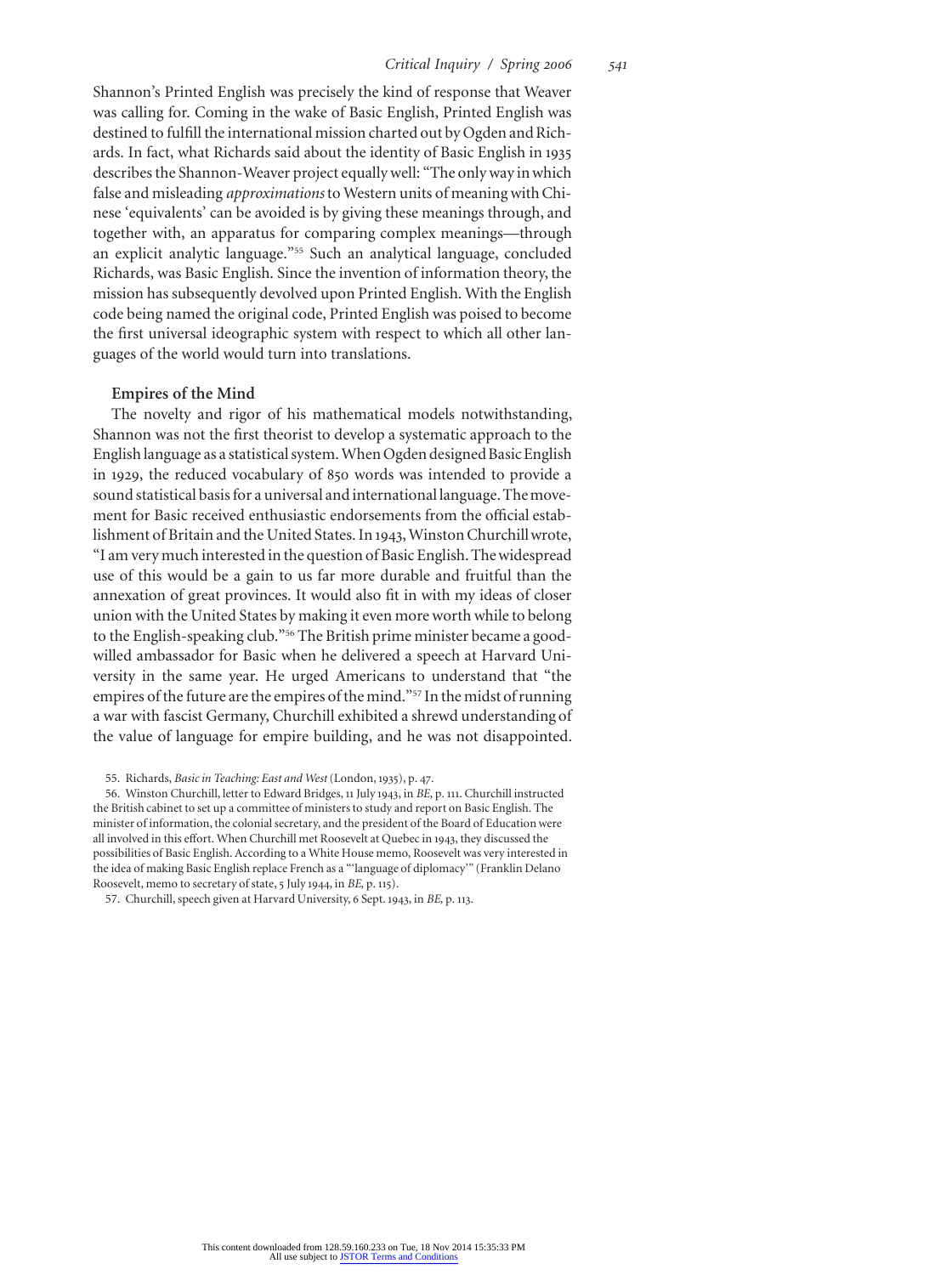Shannon's Printed English was precisely the kind of response that Weaver was calling for. Coming in the wake of Basic English, Printed English was destined to fulfill the international mission charted out by Ogden and Richards. In fact, what Richards said about the identity of Basic English in 1935 describes the Shannon-Weaver project equally well: "The only way in which false and misleading *approximations* to Western units of meaning with Chinese 'equivalents' can be avoided is by giving these meanings through, and together with, an apparatus for comparing complex meanings—through an explicit analytic language."[55] Such an analytical language, concluded Richards, was Basic English. Since the invention of information theory, the mission has subsequently devolved upon Printed English. With the English code being named the original code, Printed English was poised to become the first universal ideographic system with respect to which all other languages of the world would turn into translations.

## Empires of the Mind

The novelty and rigor of his mathematical models notwithstanding, Shannon was not the first theorist to develop a systematic approach to the English language as a statistical system. When Ogden designed Basic English in 1929, the reduced vocabulary of 850 words was intended to provide a sound statistical basis for a universal and international language. The movement for Basic received enthusiastic endorsements from the official establishment of Britain and the United States. In 1943, Winston Churchill wrote, "I am very much interested in the question of Basic English. The widespread use of this would be a gain to us far more durable and fruitful than the annexation of great provinces. It would also fit in with my ideas of closer union with the United States by making it even more worth while to belong to the English-speaking club."[56] The British prime minister became a good-willed ambassador for Basic when he delivered a speech at Harvard University in the same year. He urged Americans to understand that "the empires of the future are the empires of the mind."[57] In the midst of running a war with fascist Germany, Churchill exhibited a shrewd understanding of the value of language for empire building, and he was not disappointed.

55. Richards, *Basic in Teaching: East and West* (London, 1935), p. 47.

56. Winston Churchill, letter to Edward Bridges, 11 July 1943, in *BE,* p. 111. Churchill instructed the British cabinet to set up a committee of ministers to study and report on Basic English. The minister of information, the colonial secretary, and the president of the Board of Education were all involved in this effort. When Churchill met Roosevelt at Quebec in 1943, they discussed the possibilities of Basic English. According to a White House memo, Roosevelt was very interested in the idea of making Basic English replace French as a "'language of diplomacy'" (Franklin Delano Roosevelt, memo to secretary of state, 5 July 1944, in *BE,* p. 115).

57. Churchill, speech given at Harvard University, 6 Sept. 1943, in *BE,* p. 113.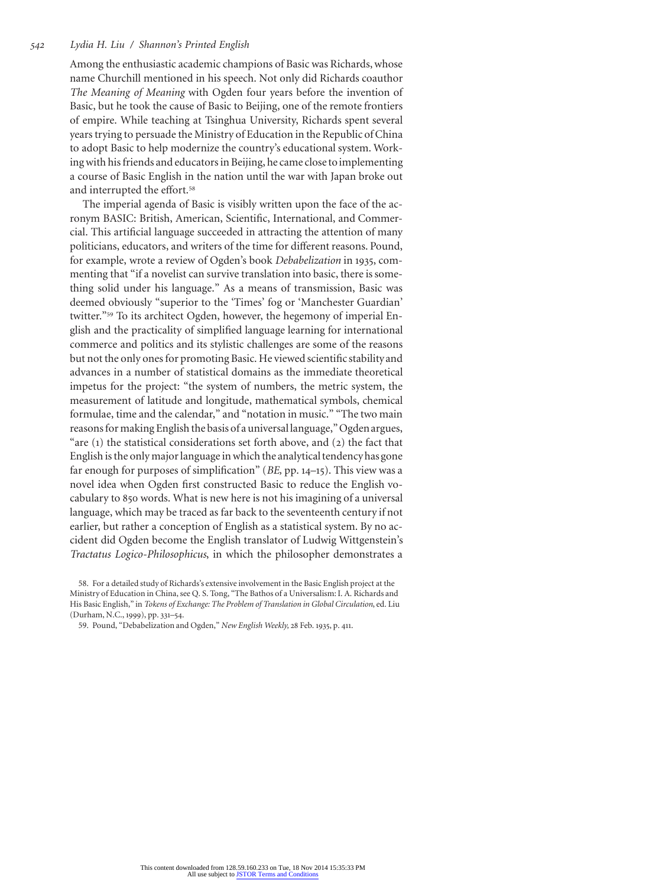Among the enthusiastic academic champions of Basic was Richards, whose name Churchill mentioned in his speech. Not only did Richards coauthor *The Meaning of Meaning* with Ogden four years before the invention of Basic, but he took the cause of Basic to Beijing, one of the remote frontiers of empire. While teaching at Tsinghua University, Richards spent several years trying to persuade the Ministry of Education in the Republic of China to adopt Basic to help modernize the country's educational system. Working with his friends and educators in Beijing, he came close to implementing a course of Basic English in the nation until the war with Japan broke out and interrupted the effort.[58]

The imperial agenda of Basic is visibly written upon the face of the acronym BASIC: British, American, Scientific, International, and Commercial. This artificial language succeeded in attracting the attention of many politicians, educators, and writers of the time for different reasons. Pound, for example, wrote a review of Ogden's book *Debabelization* in 1935, commenting that "if a novelist can survive translation into basic, there is something solid under his language." As a means of transmission, Basic was deemed obviously "superior to the 'Times' fog or 'Manchester Guardian' twitter."[59] To its architect Ogden, however, the hegemony of imperial English and the practicality of simplified language learning for international commerce and politics and its stylistic challenges are some of the reasons but not the only ones for promoting Basic. He viewed scientific stability and advances in a number of statistical domains as the immediate theoretical impetus for the project: "the system of numbers, the metric system, the measurement of latitude and longitude, mathematical symbols, chemical formulae, time and the calendar," and "notation in music." "The two main reasons for making English the basis of a universal language," Ogden argues, "are (1) the statistical considerations set forth above, and (2) the fact that English is the only major language in which the analytical tendency has gone far enough for purposes of simplification" (*BE*, pp. 14–15). This view was a novel idea when Ogden first constructed Basic to reduce the English vocabulary to 850 words. What is new here is not his imagining of a universal language, which may be traced as far back to the seventeenth century if not earlier, but rather a conception of English as a statistical system. By no accident did Ogden become the English translator of Ludwig Wittgenstein's *Tractatus Logico-Philosophicus*, in which the philosopher demonstrates a

58. For a detailed study of Richards's extensive involvement in the Basic English project at the Ministry of Education in China, see Q. S. Tong, "The Bathos of a Universalism: I. A. Richards and His Basic English," in *Tokens of Exchange: The Problem of Translation in Global Circulation*, ed. Liu (Durham, N.C., 1999), pp. 331–54.

59. Pound, "Debabelization and Ogden," *New English Weekly*, 28 Feb. 1935, p. 411.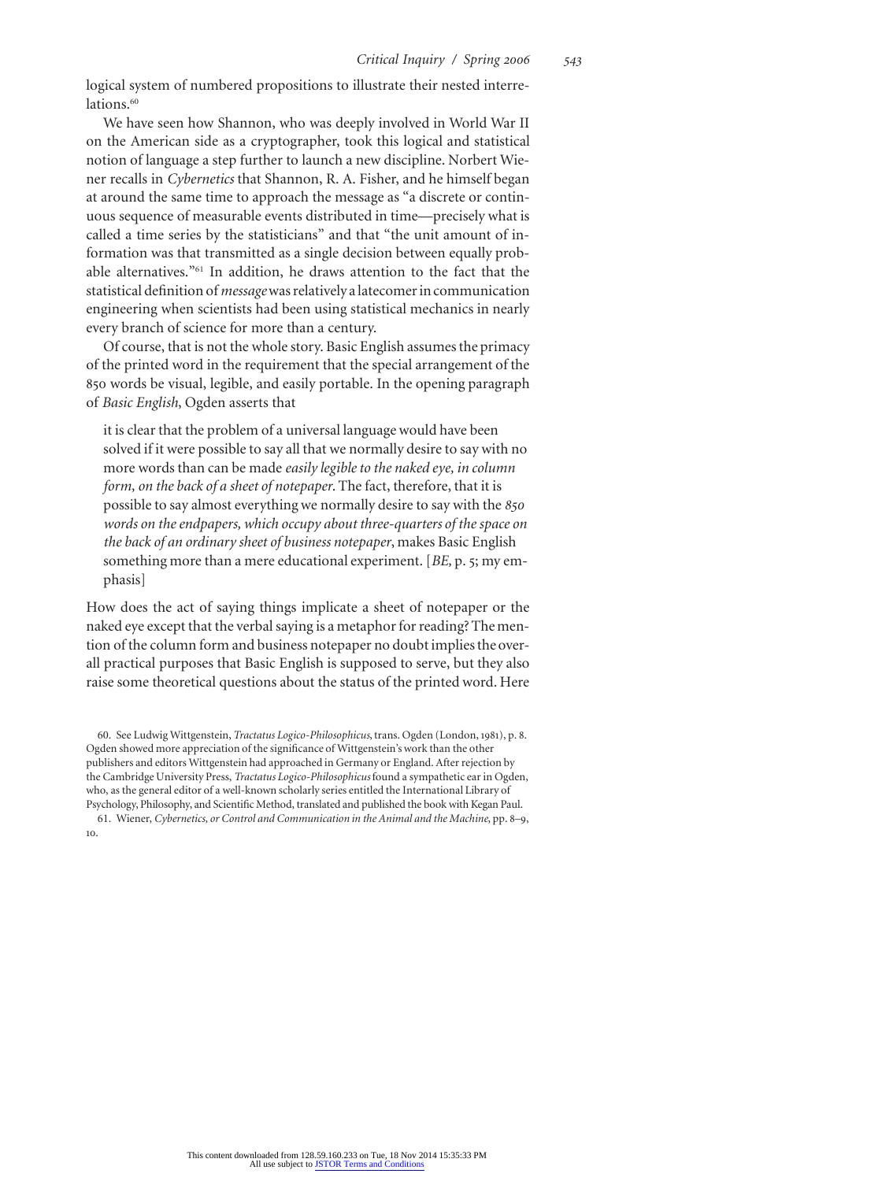logical system of numbered propositions to illustrate their nested interrelations.[60]

We have seen how Shannon, who was deeply involved in World War II on the American side as a cryptographer, took this logical and statistical notion of language a step further to launch a new discipline. Norbert Wiener recalls in *Cybernetics* that Shannon, R. A. Fisher, and he himself began at around the same time to approach the message as "a discrete or continuous sequence of measurable events distributed in time—precisely what is called a time series by the statisticians" and that "the unit amount of information was that transmitted as a single decision between equally probable alternatives."[61] In addition, he draws attention to the fact that the statistical definition of *message* was relatively a latecomer in communication engineering when scientists had been using statistical mechanics in nearly every branch of science for more than a century.

Of course, that is not the whole story. Basic English assumes the primacy of the printed word in the requirement that the special arrangement of the 850 words be visual, legible, and easily portable. In the opening paragraph of *Basic English*, Ogden asserts that

> it is clear that the problem of a universal language would have been solved if it were possible to say all that we normally desire to say with no more words than can be made *easily legible to the naked eye, in column form, on the back of a sheet of notepaper*. The fact, therefore, that it is possible to say almost everything we normally desire to say with the *850 words on the endpapers, which occupy about three-quarters of the space on the back of an ordinary sheet of business notepaper*, makes Basic English something more than a mere educational experiment. [*BE*, p. 5; my emphasis]

How does the act of saying things implicate a sheet of notepaper or the naked eye except that the verbal saying is a metaphor for reading? The mention of the column form and business notepaper no doubt implies the overall practical purposes that Basic English is supposed to serve, but they also raise some theoretical questions about the status of the printed word. Here

60. See Ludwig Wittgenstein, *Tractatus Logico-Philosophicus*, trans. Ogden (London, 1981), p. 8. Ogden showed more appreciation of the significance of Wittgenstein's work than the other publishers and editors Wittgenstein had approached in Germany or England. After rejection by the Cambridge University Press, *Tractatus Logico-Philosophicus* found a sympathetic ear in Ogden, who, as the general editor of a well-known scholarly series entitled the International Library of Psychology, Philosophy, and Scientific Method, translated and published the book with Kegan Paul.

61. Wiener, *Cybernetics, or Control and Communication in the Animal and the Machine*, pp. 8–9, 10.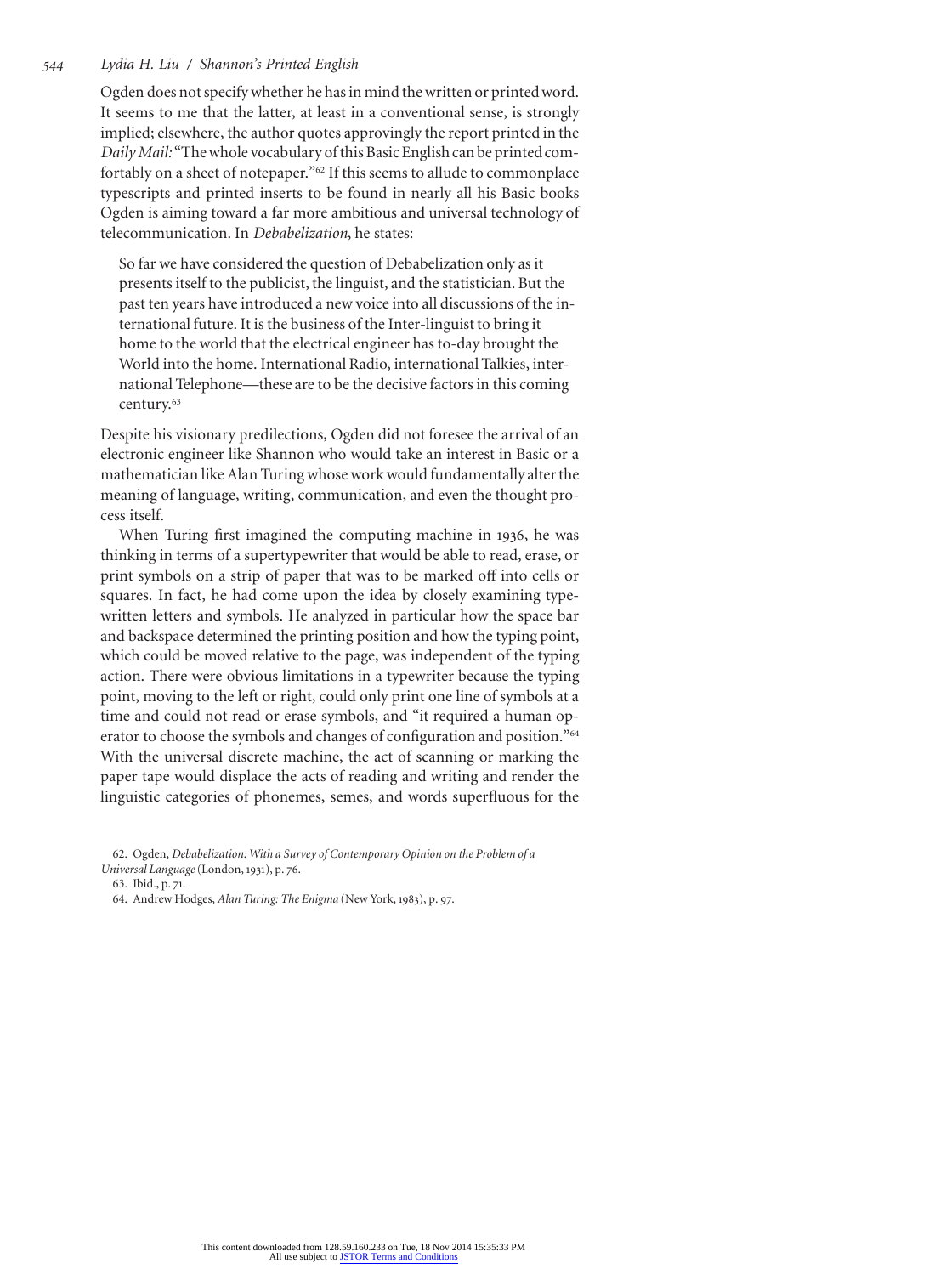Ogden does not specify whether he has in mind the written or printed word. It seems to me that the latter, at least in a conventional sense, is strongly implied; elsewhere, the author quotes approvingly the report printed in the *Daily Mail:* "The whole vocabulary of this Basic English can be printed comfortably on a sheet of notepaper."[62] If this seems to allude to commonplace typescripts and printed inserts to be found in nearly all his Basic books Ogden is aiming toward a far more ambitious and universal technology of telecommunication. In *Debabelization*, he states:

> So far we have considered the question of Debabelization only as it presents itself to the publicist, the linguist, and the statistician. But the past ten years have introduced a new voice into all discussions of the international future. It is the business of the Inter-linguist to bring it home to the world that the electrical engineer has to-day brought the World into the home. International Radio, international Talkies, international Telephone—these are to be the decisive factors in this coming century.[63]

Despite his visionary predilections, Ogden did not foresee the arrival of an electronic engineer like Shannon who would take an interest in Basic or a mathematician like Alan Turing whose work would fundamentally alter the meaning of language, writing, communication, and even the thought process itself.

When Turing first imagined the computing machine in 1936, he was thinking in terms of a supertypewriter that would be able to read, erase, or print symbols on a strip of paper that was to be marked off into cells or squares. In fact, he had come upon the idea by closely examining typewritten letters and symbols. He analyzed in particular how the space bar and backspace determined the printing position and how the typing point, which could be moved relative to the page, was independent of the typing action. There were obvious limitations in a typewriter because the typing point, moving to the left or right, could only print one line of symbols at a time and could not read or erase symbols, and "it required a human operator to choose the symbols and changes of configuration and position."[64] With the universal discrete machine, the act of scanning or marking the paper tape would displace the acts of reading and writing and render the linguistic categories of phonemes, semes, and words superfluous for the

62. Ogden, *Debabelization: With a Survey of Contemporary Opinion on the Problem of a Universal Language* (London, 1931), p. 76.

63. Ibid., p. 71.

64. Andrew Hodges, *Alan Turing: The Enigma* (New York, 1983), p. 97.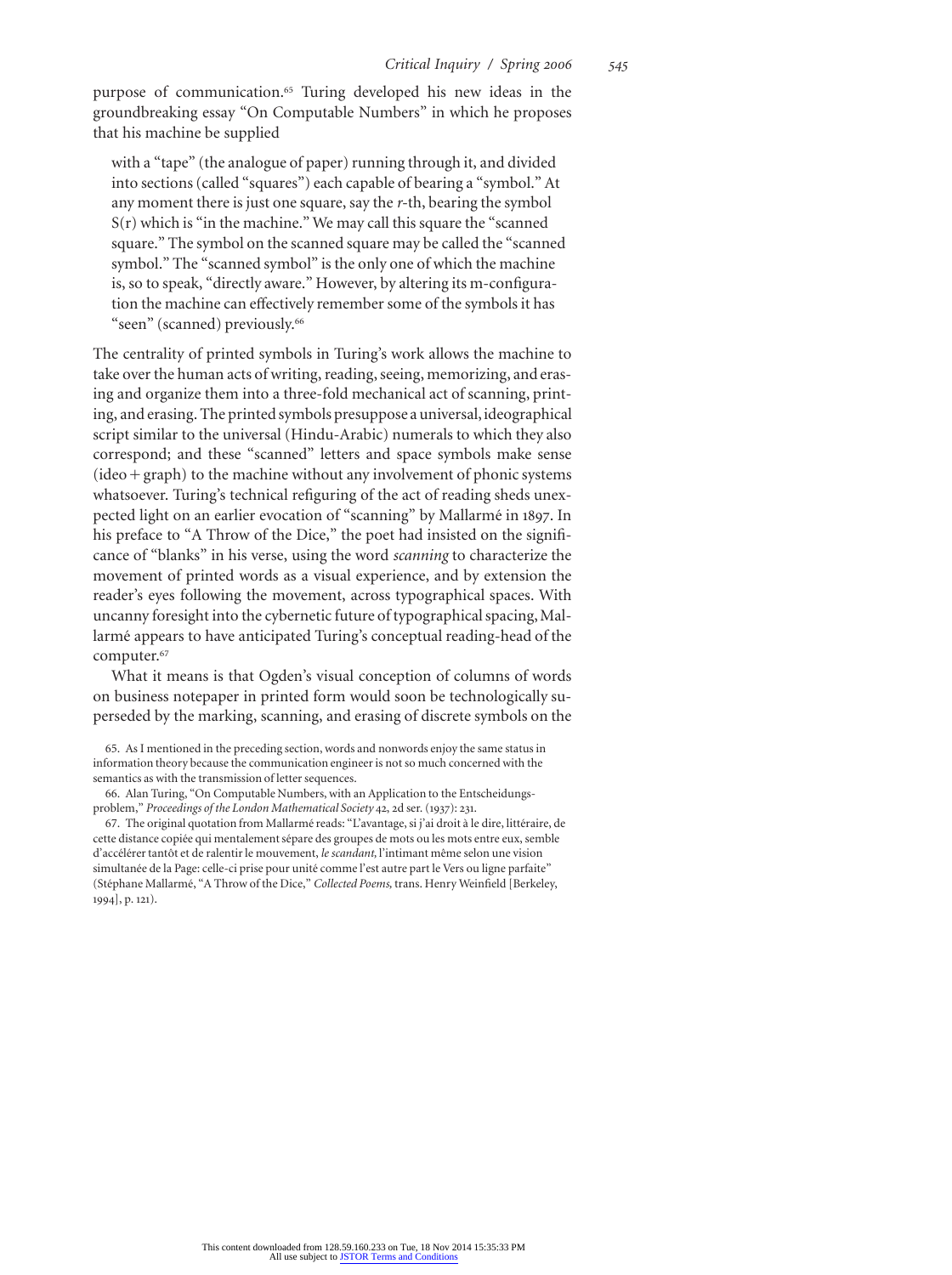purpose of communication.[65] Turing developed his new ideas in the groundbreaking essay "On Computable Numbers" in which he proposes that his machine be supplied

> with a "tape" (the analogue of paper) running through it, and divided into sections (called "squares") each capable of bearing a "symbol." At any moment there is just one square, say the *r*-th, bearing the symbol S(r) which is "in the machine." We may call this square the "scanned square." The symbol on the scanned square may be called the "scanned symbol." The "scanned symbol" is the only one of which the machine is, so to speak, "directly aware." However, by altering its m-configuration the machine can effectively remember some of the symbols it has "seen" (scanned) previously.[66]

The centrality of printed symbols in Turing's work allows the machine to take over the human acts of writing, reading, seeing, memorizing, and erasing and organize them into a three-fold mechanical act of scanning, printing, and erasing. The printed symbols presuppose a universal, ideographical script similar to the universal (Hindu-Arabic) numerals to which they also correspond; and these "scanned" letters and space symbols make sense (ideo + graph) to the machine without any involvement of phonic systems whatsoever. Turing's technical refiguring of the act of reading sheds unexpected light on an earlier evocation of "scanning" by Mallarmé in 1897. In his preface to "A Throw of the Dice," the poet had insisted on the significance of "blanks" in his verse, using the word *scanning* to characterize the movement of printed words as a visual experience, and by extension the reader's eyes following the movement, across typographical spaces. With uncanny foresight into the cybernetic future of typographical spacing, Mallarmé appears to have anticipated Turing's conceptual reading-head of the computer.[67]

What it means is that Ogden's visual conception of columns of words on business notepaper in printed form would soon be technologically superseded by the marking, scanning, and erasing of discrete symbols on the

65. As I mentioned in the preceding section, words and nonwords enjoy the same status in information theory because the communication engineer is not so much concerned with the semantics as with the transmission of letter sequences.

66. Alan Turing, "On Computable Numbers, with an Application to the Entscheidungsproblem," *Proceedings of the London Mathematical Society* 42, 2d ser. (1937): 231.

67. The original quotation from Mallarmé reads: "L'avantage, si j'ai droit à le dire, littéraire, de cette distance copiée qui mentalement sépare des groupes de mots ou les mots entre eux, semble d'accélérer tantôt et de ralentir le mouvement, *le scandant,* l'intimant même selon une vision simultanée de la Page: celle-ci prise pour unité comme l'est autre part le Vers ou ligne parfaite" (Stéphane Mallarmé, "A Throw of the Dice," *Collected Poems,* trans. Henry Weinfield [Berkeley, 1994], p. 121).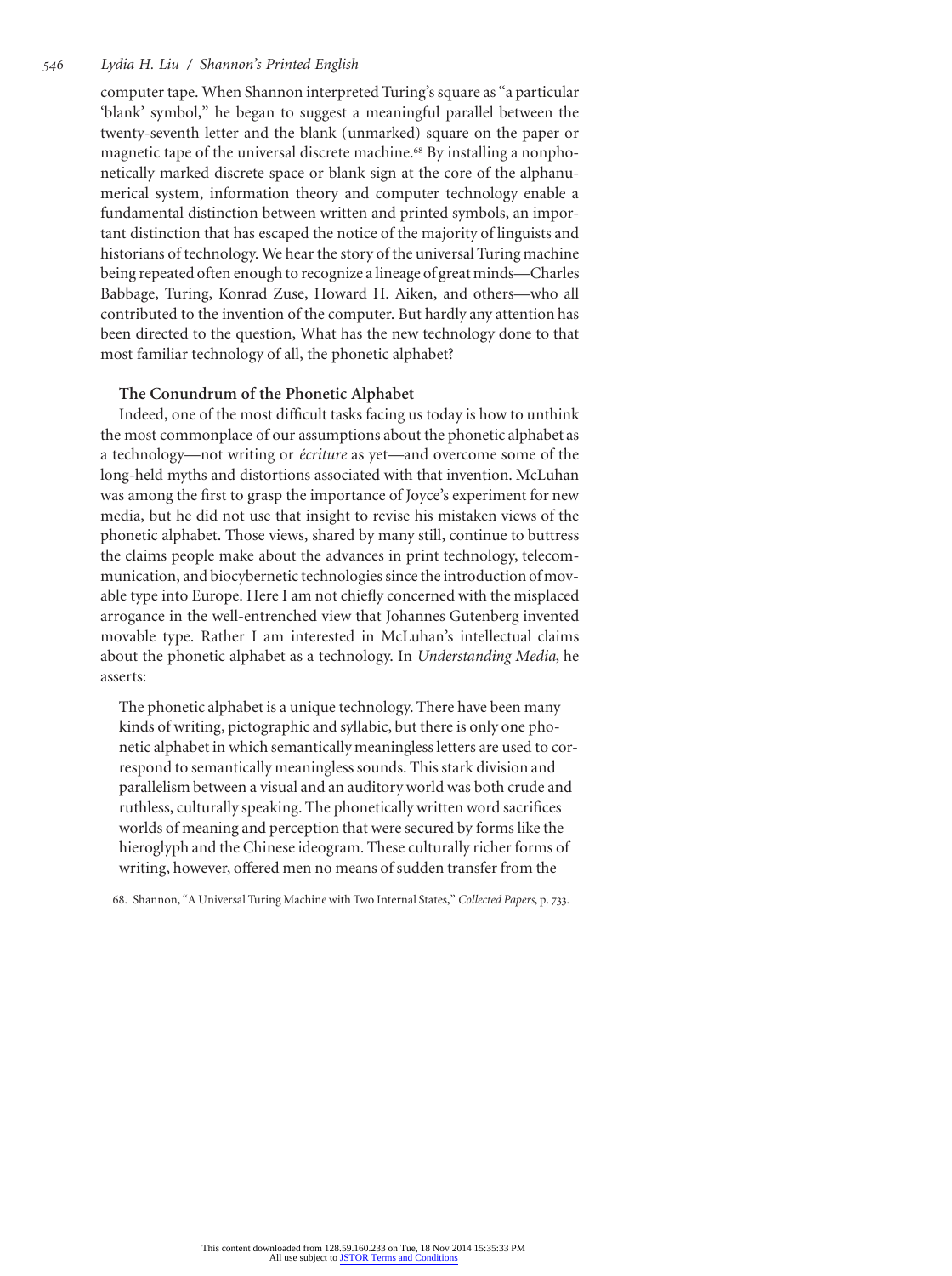computer tape. When Shannon interpreted Turing's square as "a particular 'blank' symbol," he began to suggest a meaningful parallel between the twenty-seventh letter and the blank (unmarked) square on the paper or magnetic tape of the universal discrete machine.[68] By installing a nonphonetically marked discrete space or blank sign at the core of the alphanumerical system, information theory and computer technology enable a fundamental distinction between written and printed symbols, an important distinction that has escaped the notice of the majority of linguists and historians of technology. We hear the story of the universal Turing machine being repeated often enough to recognize a lineage of great minds—Charles Babbage, Turing, Konrad Zuse, Howard H. Aiken, and others—who all contributed to the invention of the computer. But hardly any attention has been directed to the question, What has the new technology done to that most familiar technology of all, the phonetic alphabet?

### The Conundrum of the Phonetic Alphabet

Indeed, one of the most difficult tasks facing us today is how to unthink the most commonplace of our assumptions about the phonetic alphabet as a technology—not writing or *écriture* as yet—and overcome some of the long-held myths and distortions associated with that invention. McLuhan was among the first to grasp the importance of Joyce's experiment for new media, but he did not use that insight to revise his mistaken views of the phonetic alphabet. Those views, shared by many still, continue to buttress the claims people make about the advances in print technology, telecommunication, and biocybernetic technologies since the introduction of movable type into Europe. Here I am not chiefly concerned with the misplaced arrogance in the well-entrenched view that Johannes Gutenberg invented movable type. Rather I am interested in McLuhan's intellectual claims about the phonetic alphabet as a technology. In *Understanding Media*, he asserts:

> The phonetic alphabet is a unique technology. There have been many kinds of writing, pictographic and syllabic, but there is only one phonetic alphabet in which semantically meaningless letters are used to correspond to semantically meaningless sounds. This stark division and parallelism between a visual and an auditory world was both crude and ruthless, culturally speaking. The phonetically written word sacrifices worlds of meaning and perception that were secured by forms like the hieroglyph and the Chinese ideogram. These culturally richer forms of writing, however, offered men no means of sudden transfer from the

68. Shannon, "A Universal Turing Machine with Two Internal States," *Collected Papers*, p. 733.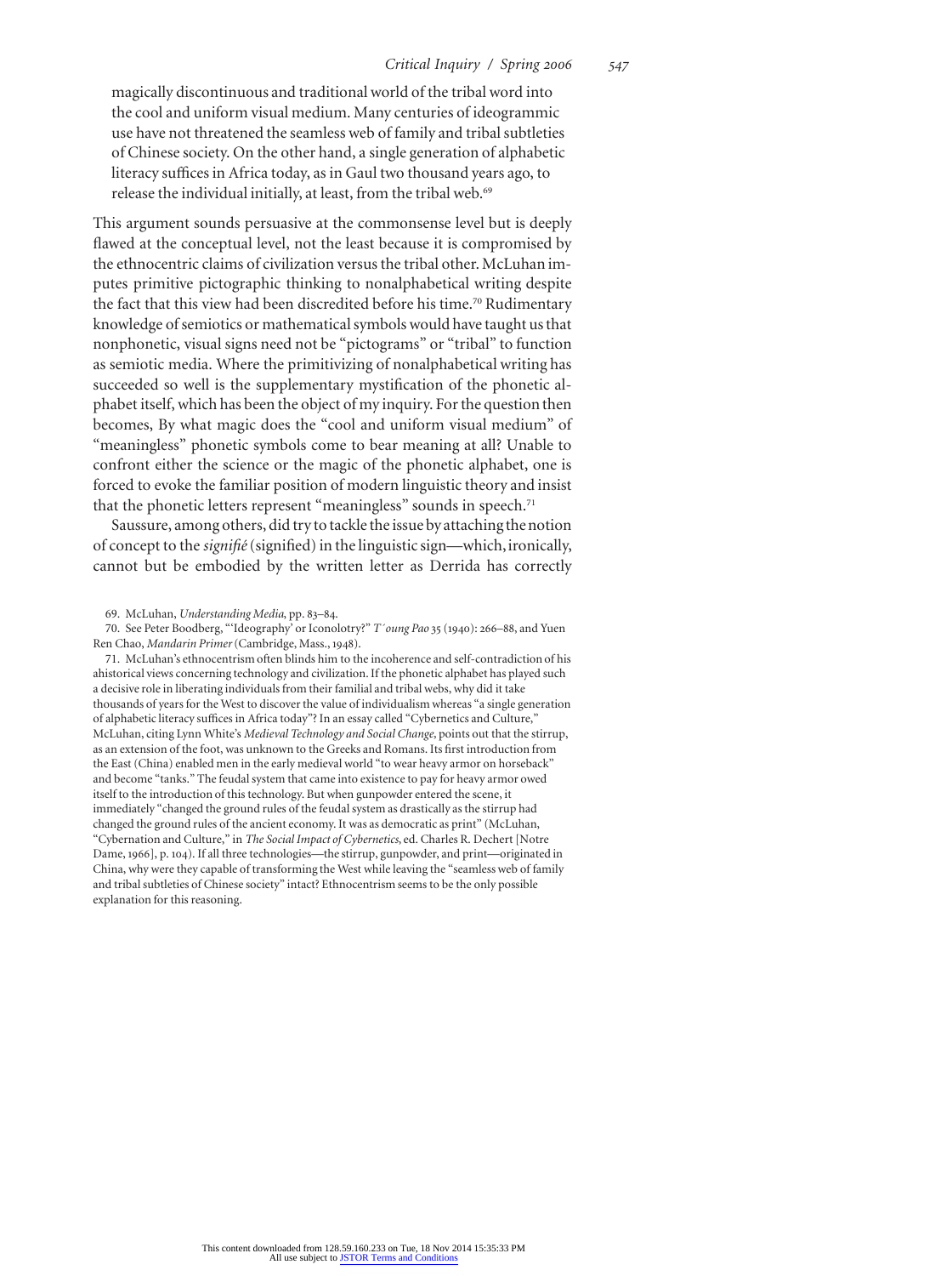> magically discontinuous and traditional world of the tribal word into the cool and uniform visual medium. Many centuries of ideogrammic use have not threatened the seamless web of family and tribal subtleties of Chinese society. On the other hand, a single generation of alphabetic literacy suffices in Africa today, as in Gaul two thousand years ago, to release the individual initially, at least, from the tribal web.[69]

This argument sounds persuasive at the commonsense level but is deeply flawed at the conceptual level, not the least because it is compromised by the ethnocentric claims of civilization versus the tribal other. McLuhan imputes primitive pictographic thinking to nonalphabetical writing despite the fact that this view had been discredited before his time.[70] Rudimentary knowledge of semiotics or mathematical symbols would have taught us that nonphonetic, visual signs need not be "pictograms" or "tribal" to function as semiotic media. Where the primitivizing of nonalphabetical writing has succeeded so well is the supplementary mystification of the phonetic alphabet itself, which has been the object of my inquiry. For the question then becomes, By what magic does the "cool and uniform visual medium" of "meaningless" phonetic symbols come to bear meaning at all? Unable to confront either the science or the magic of the phonetic alphabet, one is forced to evoke the familiar position of modern linguistic theory and insist that the phonetic letters represent "meaningless" sounds in speech.[71]

Saussure, among others, did try to tackle the issue by attaching the notion of concept to the *signifié* (signified) in the linguistic sign—which, ironically, cannot but be embodied by the written letter as Derrida has correctly

69. McLuhan, *Understanding Media*, pp. 83–84.

70. See Peter Boodberg, "'Ideography' or Iconolotry?" *T'oung Pao* 35 (1940): 266–88, and Yuen Ren Chao, *Mandarin Primer* (Cambridge, Mass., 1948).

71. McLuhan's ethnocentrism often blinds him to the incoherence and self-contradiction of his ahistorical views concerning technology and civilization. If the phonetic alphabet has played such a decisive role in liberating individuals from their familial and tribal webs, why did it take thousands of years for the West to discover the value of individualism whereas "a single generation of alphabetic literacy suffices in Africa today"? In an essay called "Cybernetics and Culture," McLuhan, citing Lynn White's *Medieval Technology and Social Change*, points out that the stirrup, as an extension of the foot, was unknown to the Greeks and Romans. Its first introduction from the East (China) enabled men in the early medieval world "to wear heavy armor on horseback" and become "tanks." The feudal system that came into existence to pay for heavy armor owed itself to the introduction of this technology. But when gunpowder entered the scene, it immediately "changed the ground rules of the feudal system as drastically as the stirrup had changed the ground rules of the ancient economy. It was as democratic as print" (McLuhan, "Cybernation and Culture," in *The Social Impact of Cybernetics*, ed. Charles R. Dechert [Notre Dame, 1966], p. 104). If all three technologies—the stirrup, gunpowder, and print—originated in China, why were they capable of transforming the West while leaving the "seamless web of family and tribal subtleties of Chinese society" intact? Ethnocentrism seems to be the only possible explanation for this reasoning.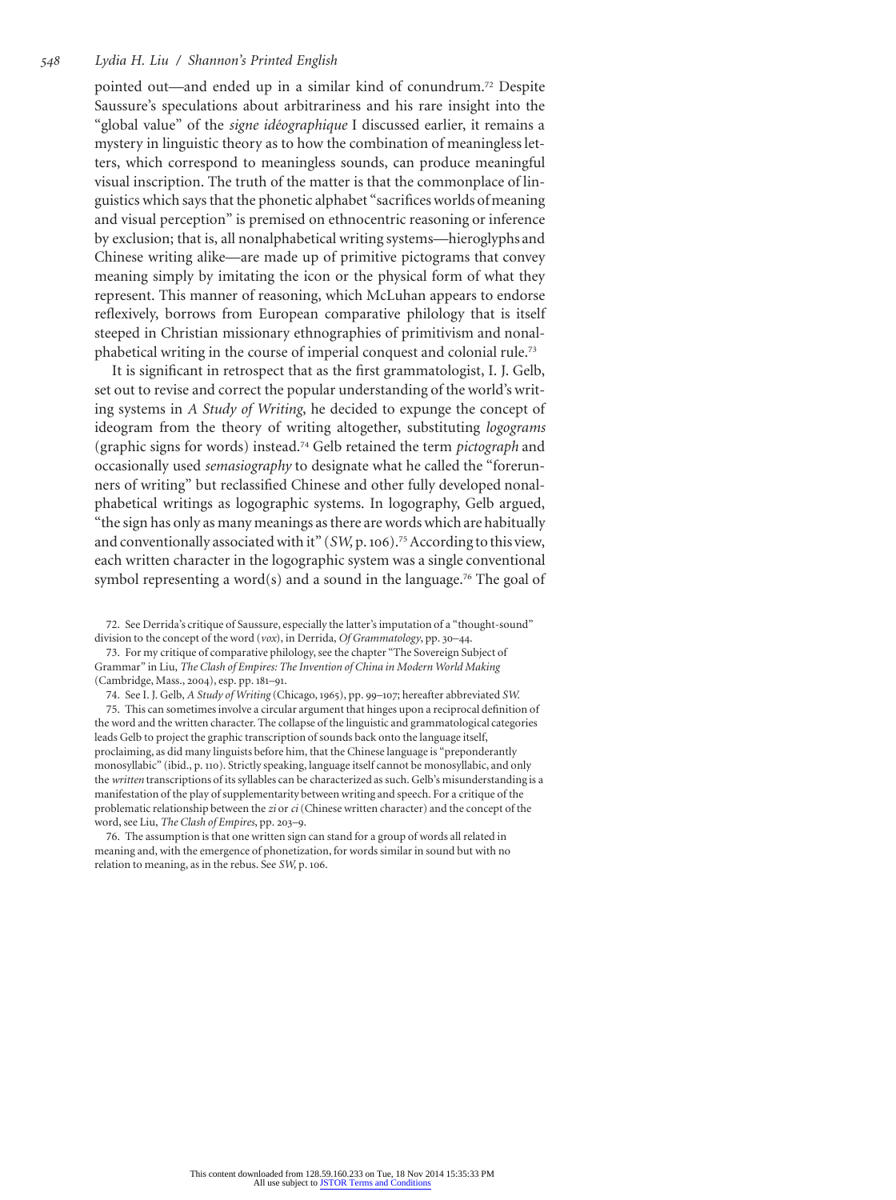pointed out—and ended up in a similar kind of conundrum.[72] Despite Saussure's speculations about arbitrariness and his rare insight into the "global value" of the *signe idéographique* I discussed earlier, it remains a mystery in linguistic theory as to how the combination of meaningless letters, which correspond to meaningless sounds, can produce meaningful visual inscription. The truth of the matter is that the commonplace of linguistics which says that the phonetic alphabet "sacrifices worlds of meaning and visual perception" is premised on ethnocentric reasoning or inference by exclusion; that is, all nonalphabetical writing systems—hieroglyphs and Chinese writing alike—are made up of primitive pictograms that convey meaning simply by imitating the icon or the physical form of what they represent. This manner of reasoning, which McLuhan appears to endorse reflexively, borrows from European comparative philology that is itself steeped in Christian missionary ethnographies of primitivism and nonalphabetical writing in the course of imperial conquest and colonial rule.[73]

It is significant in retrospect that as the first grammatologist, I. J. Gelb, set out to revise and correct the popular understanding of the world's writing systems in *A Study of Writing*, he decided to expunge the concept of ideogram from the theory of writing altogether, substituting *logograms* (graphic signs for words) instead.[74] Gelb retained the term *pictograph* and occasionally used *semasiography* to designate what he called the "forerunners of writing" but reclassified Chinese and other fully developed nonalphabetical writings as logographic systems. In logography, Gelb argued, "the sign has only as many meanings as there are words which are habitually and conventionally associated with it" (*SW*, p. 106).[75] According to this view, each written character in the logographic system was a single conventional symbol representing a word(s) and a sound in the language.[76] The goal of

72. See Derrida's critique of Saussure, especially the latter's imputation of a "thought-sound" division to the concept of the word (*vox*), in Derrida, *Of Grammatology*, pp. 30–44.

73. For my critique of comparative philology, see the chapter "The Sovereign Subject of Grammar" in Liu, *The Clash of Empires: The Invention of China in Modern World Making* (Cambridge, Mass., 2004), esp. pp. 181–91.

74. See I. J. Gelb, *A Study of Writing* (Chicago, 1965), pp. 99–107; hereafter abbreviated *SW*.

75. This can sometimes involve a circular argument that hinges upon a reciprocal definition of the word and the written character. The collapse of the linguistic and grammatological categories leads Gelb to project the graphic transcription of sounds back onto the language itself, proclaiming, as did many linguists before him, that the Chinese language is "preponderantly monosyllabic" (ibid., p. 110). Strictly speaking, language itself cannot be monosyllabic, and only the *written* transcriptions of its syllables can be characterized as such. Gelb's misunderstanding is a manifestation of the play of supplementarity between writing and speech. For a critique of the problematic relationship between the *zi* or *ci* (Chinese written character) and the concept of the word, see Liu, *The Clash of Empires*, pp. 203–9.

76. The assumption is that one written sign can stand for a group of words all related in meaning and, with the emergence of phonetization, for words similar in sound but with no relation to meaning, as in the rebus. See *SW*, p. 106.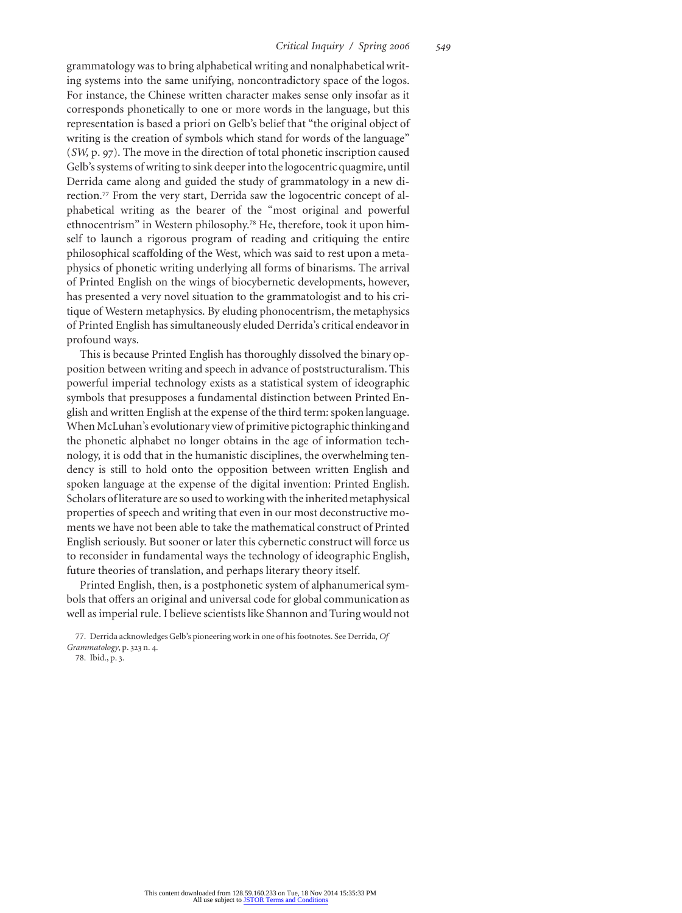grammatology was to bring alphabetical writing and nonalphabetical writing systems into the same unifying, noncontradictory space of the logos. For instance, the Chinese written character makes sense only insofar as it corresponds phonetically to one or more words in the language, but this representation is based a priori on Gelb's belief that "the original object of writing is the creation of symbols which stand for words of the language" (*SW*, p. 97). The move in the direction of total phonetic inscription caused Gelb's systems of writing to sink deeper into the logocentric quagmire, until Derrida came along and guided the study of grammatology in a new direction.[77] From the very start, Derrida saw the logocentric concept of alphabetical writing as the bearer of the "most original and powerful ethnocentrism" in Western philosophy.[78] He, therefore, took it upon himself to launch a rigorous program of reading and critiquing the entire philosophical scaffolding of the West, which was said to rest upon a metaphysics of phonetic writing underlying all forms of binarisms. The arrival of Printed English on the wings of biocybernetic developments, however, has presented a very novel situation to the grammatologist and to his critique of Western metaphysics. By eluding phonocentrism, the metaphysics of Printed English has simultaneously eluded Derrida's critical endeavor in profound ways.

This is because Printed English has thoroughly dissolved the binary opposition between writing and speech in advance of poststructuralism. This powerful imperial technology exists as a statistical system of ideographic symbols that presupposes a fundamental distinction between Printed English and written English at the expense of the third term: spoken language. When McLuhan's evolutionary view of primitive pictographic thinking and the phonetic alphabet no longer obtains in the age of information technology, it is odd that in the humanistic disciplines, the overwhelming tendency is still to hold onto the opposition between written English and spoken language at the expense of the digital invention: Printed English. Scholars of literature are so used to working with the inherited metaphysical properties of speech and writing that even in our most deconstructive moments we have not been able to take the mathematical construct of Printed English seriously. But sooner or later this cybernetic construct will force us to reconsider in fundamental ways the technology of ideographic English, future theories of translation, and perhaps literary theory itself.

Printed English, then, is a postphonetic system of alphanumerical symbols that offers an original and universal code for global communication as well as imperial rule. I believe scientists like Shannon and Turing would not

77. Derrida acknowledges Gelb's pioneering work in one of his footnotes. See Derrida, *Of Grammatology*, p. 323 n. 4.

78. Ibid., p. 3.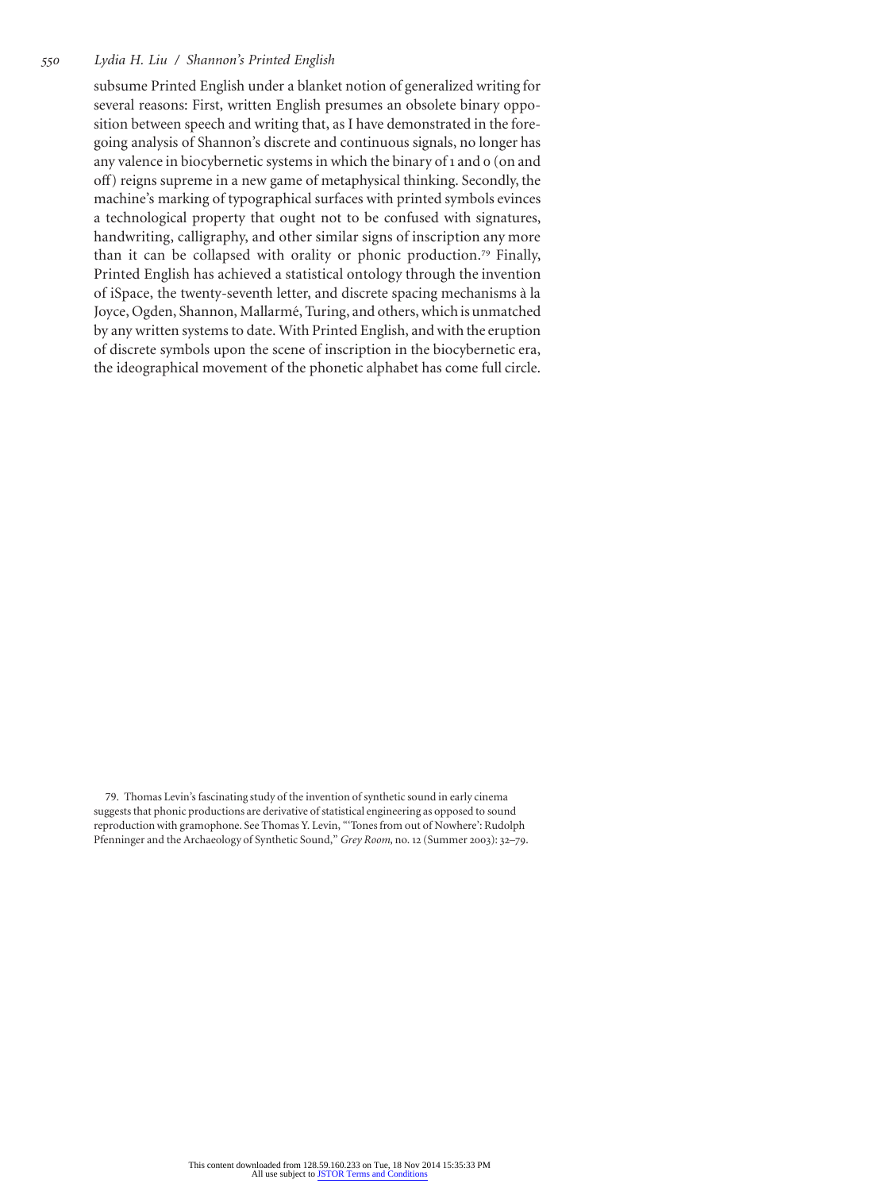subsume Printed English under a blanket notion of generalized writing for several reasons: First, written English presumes an obsolete binary opposition between speech and writing that, as I have demonstrated in the foregoing analysis of Shannon's discrete and continuous signals, no longer has any valence in biocybernetic systems in which the binary of 1 and 0 (on and off) reigns supreme in a new game of metaphysical thinking. Secondly, the machine's marking of typographical surfaces with printed symbols evinces a technological property that ought not to be confused with signatures, handwriting, calligraphy, and other similar signs of inscription any more than it can be collapsed with orality or phonic production.[79] Finally, Printed English has achieved a statistical ontology through the invention of iSpace, the twenty-seventh letter, and discrete spacing mechanisms à la Joyce, Ogden, Shannon, Mallarmé, Turing, and others, which is unmatched by any written systems to date. With Printed English, and with the eruption of discrete symbols upon the scene of inscription in the biocybernetic era, the ideographical movement of the phonetic alphabet has come full circle.

79. Thomas Levin's fascinating study of the invention of synthetic sound in early cinema suggests that phonic productions are derivative of statistical engineering as opposed to sound reproduction with gramophone. See Thomas Y. Levin, "'Tones from out of Nowhere': Rudolph Pfenninger and the Archaeology of Synthetic Sound," *Grey Room*, no. 12 (Summer 2003): 32–79.